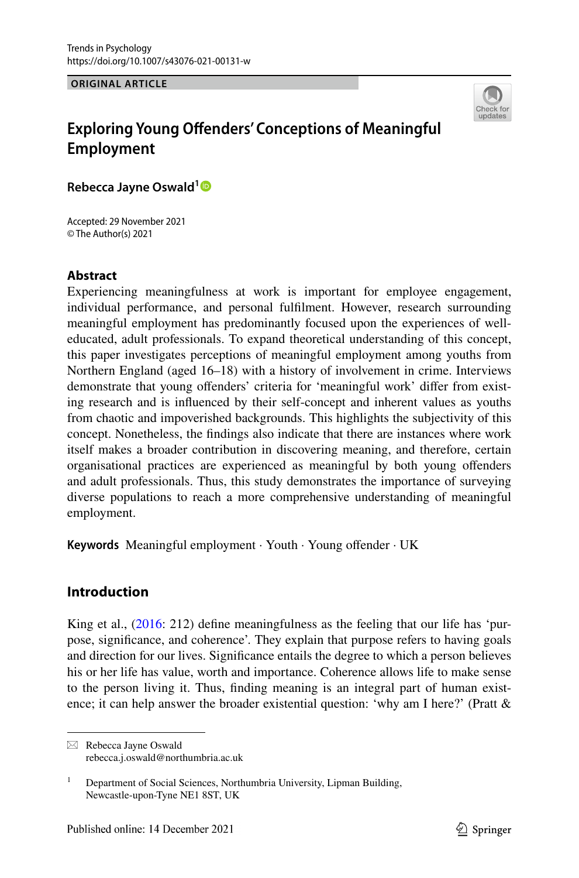Trends in Psychology
https://doi.org/10.1007/s43076-021-00131-w

ORIGINAL ARTICLE

# Exploring Young Offenders' Conceptions of Meaningful Employment

**Rebecca Jayne Oswald**[1]

Accepted: 29 November 2021
© The Author(s) 2021

## Abstract

Experiencing meaningfulness at work is important for employee engagement, individual performance, and personal fulfilment. However, research surrounding meaningful employment has predominantly focused upon the experiences of well-educated, adult professionals. To expand theoretical understanding of this concept, this paper investigates perceptions of meaningful employment among youths from Northern England (aged 16–18) with a history of involvement in crime. Interviews demonstrate that young offenders' criteria for 'meaningful work' differ from existing research and is influenced by their self-concept and inherent values as youths from chaotic and impoverished backgrounds. This highlights the subjectivity of this concept. Nonetheless, the findings also indicate that there are instances where work itself makes a broader contribution in discovering meaning, and therefore, certain organisational practices are experienced as meaningful by both young offenders and adult professionals. Thus, this study demonstrates the importance of surveying diverse populations to reach a more comprehensive understanding of meaningful employment.

**Keywords** Meaningful employment · Youth · Young offender · UK

## Introduction

King et al., (2016: 212) define meaningfulness as the feeling that our life has 'purpose, significance, and coherence'. They explain that purpose refers to having goals and direction for our lives. Significance entails the degree to which a person believes his or her life has value, worth and importance. Coherence allows life to make sense to the person living it. Thus, finding meaning is an integral part of human existence; it can help answer the broader existential question: 'why am I here?' (Pratt &

---

✉ Rebecca Jayne Oswald
rebecca.j.oswald@northumbria.ac.uk

[1] Department of Social Sciences, Northumbria University, Lipman Building, Newcastle-upon-Tyne NE1 8ST, UK

Published online: 14 December 2021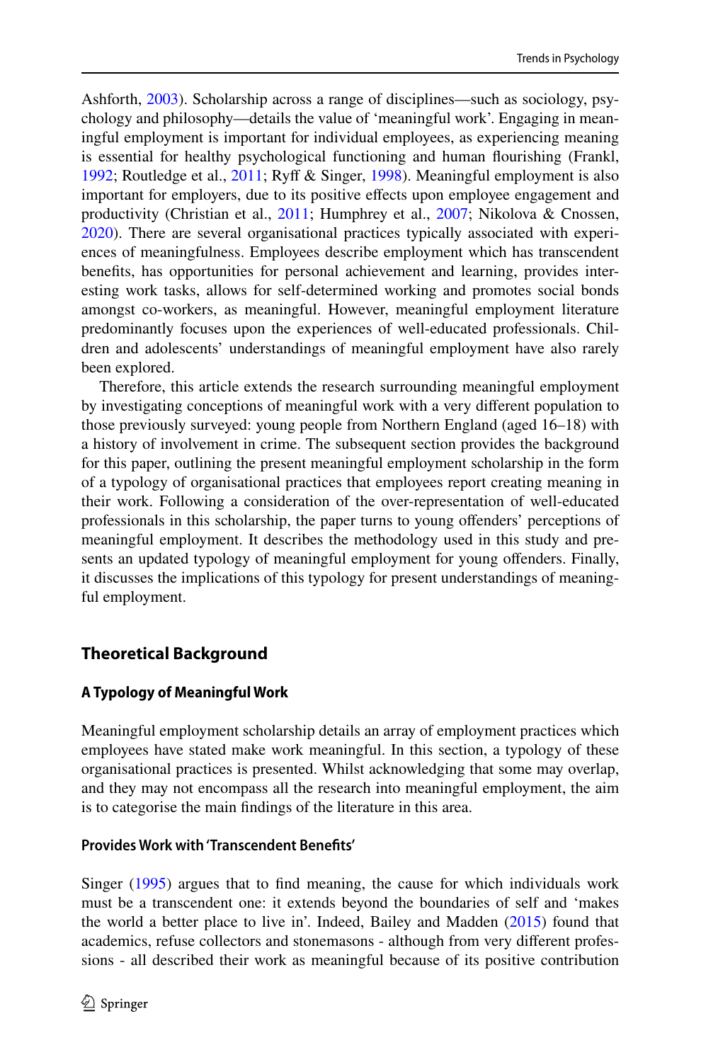Ashforth, 2003). Scholarship across a range of disciplines—such as sociology, psychology and philosophy—details the value of 'meaningful work'. Engaging in meaningful employment is important for individual employees, as experiencing meaning is essential for healthy psychological functioning and human flourishing (Frankl, 1992; Routledge et al., 2011; Ryff & Singer, 1998). Meaningful employment is also important for employers, due to its positive effects upon employee engagement and productivity (Christian et al., 2011; Humphrey et al., 2007; Nikolova & Cnossen, 2020). There are several organisational practices typically associated with experiences of meaningfulness. Employees describe employment which has transcendent benefits, has opportunities for personal achievement and learning, provides interesting work tasks, allows for self-determined working and promotes social bonds amongst co-workers, as meaningful. However, meaningful employment literature predominantly focuses upon the experiences of well-educated professionals. Children and adolescents' understandings of meaningful employment have also rarely been explored.

Therefore, this article extends the research surrounding meaningful employment by investigating conceptions of meaningful work with a very different population to those previously surveyed: young people from Northern England (aged 16–18) with a history of involvement in crime. The subsequent section provides the background for this paper, outlining the present meaningful employment scholarship in the form of a typology of organisational practices that employees report creating meaning in their work. Following a consideration of the over-representation of well-educated professionals in this scholarship, the paper turns to young offenders' perceptions of meaningful employment. It describes the methodology used in this study and presents an updated typology of meaningful employment for young offenders. Finally, it discusses the implications of this typology for present understandings of meaningful employment.

## Theoretical Background

### A Typology of Meaningful Work

Meaningful employment scholarship details an array of employment practices which employees have stated make work meaningful. In this section, a typology of these organisational practices is presented. Whilst acknowledging that some may overlap, and they may not encompass all the research into meaningful employment, the aim is to categorise the main findings of the literature in this area.

#### Provides Work with 'Transcendent Benefits'

Singer (1995) argues that to find meaning, the cause for which individuals work must be a transcendent one: it extends beyond the boundaries of self and 'makes the world a better place to live in'. Indeed, Bailey and Madden (2015) found that academics, refuse collectors and stonemasons - although from very different professions - all described their work as meaningful because of its positive contribution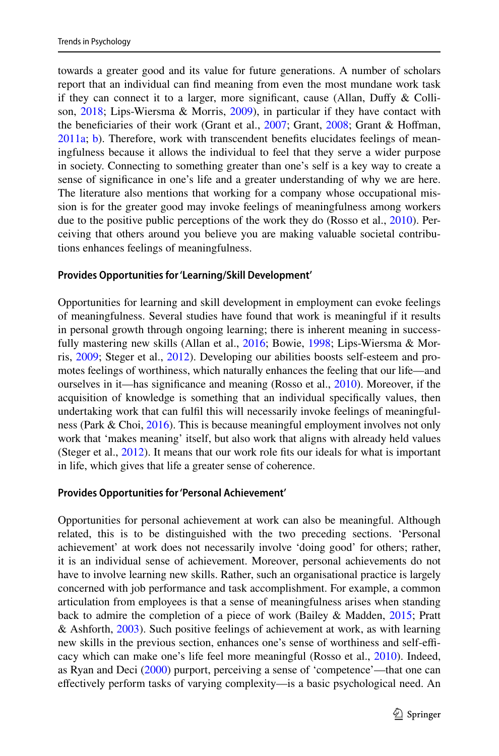towards a greater good and its value for future generations. A number of scholars report that an individual can find meaning from even the most mundane work task if they can connect it to a larger, more significant, cause (Allan, Duffy & Collison, 2018; Lips-Wiersma & Morris, 2009), in particular if they have contact with the beneficiaries of their work (Grant et al., 2007; Grant, 2008; Grant & Hoffman, 2011a; b). Therefore, work with transcendent benefits elucidates feelings of meaningfulness because it allows the individual to feel that they serve a wider purpose in society. Connecting to something greater than one's self is a key way to create a sense of significance in one's life and a greater understanding of why we are here. The literature also mentions that working for a company whose occupational mission is for the greater good may invoke feelings of meaningfulness among workers due to the positive public perceptions of the work they do (Rosso et al., 2010). Perceiving that others around you believe you are making valuable societal contributions enhances feelings of meaningfulness.

#### Provides Opportunities for 'Learning/Skill Development'

Opportunities for learning and skill development in employment can evoke feelings of meaningfulness. Several studies have found that work is meaningful if it results in personal growth through ongoing learning; there is inherent meaning in successfully mastering new skills (Allan et al., 2016; Bowie, 1998; Lips-Wiersma & Morris, 2009; Steger et al., 2012). Developing our abilities boosts self-esteem and promotes feelings of worthiness, which naturally enhances the feeling that our life—and ourselves in it—has significance and meaning (Rosso et al., 2010). Moreover, if the acquisition of knowledge is something that an individual specifically values, then undertaking work that can fulfil this will necessarily invoke feelings of meaningfulness (Park & Choi, 2016). This is because meaningful employment involves not only work that 'makes meaning' itself, but also work that aligns with already held values (Steger et al., 2012). It means that our work role fits our ideals for what is important in life, which gives that life a greater sense of coherence.

#### Provides Opportunities for 'Personal Achievement'

Opportunities for personal achievement at work can also be meaningful. Although related, this is to be distinguished with the two preceding sections. 'Personal achievement' at work does not necessarily involve 'doing good' for others; rather, it is an individual sense of achievement. Moreover, personal achievements do not have to involve learning new skills. Rather, such an organisational practice is largely concerned with job performance and task accomplishment. For example, a common articulation from employees is that a sense of meaningfulness arises when standing back to admire the completion of a piece of work (Bailey & Madden, 2015; Pratt & Ashforth, 2003). Such positive feelings of achievement at work, as with learning new skills in the previous section, enhances one's sense of worthiness and self-efficacy which can make one's life feel more meaningful (Rosso et al., 2010). Indeed, as Ryan and Deci (2000) purport, perceiving a sense of 'competence'—that one can effectively perform tasks of varying complexity—is a basic psychological need. An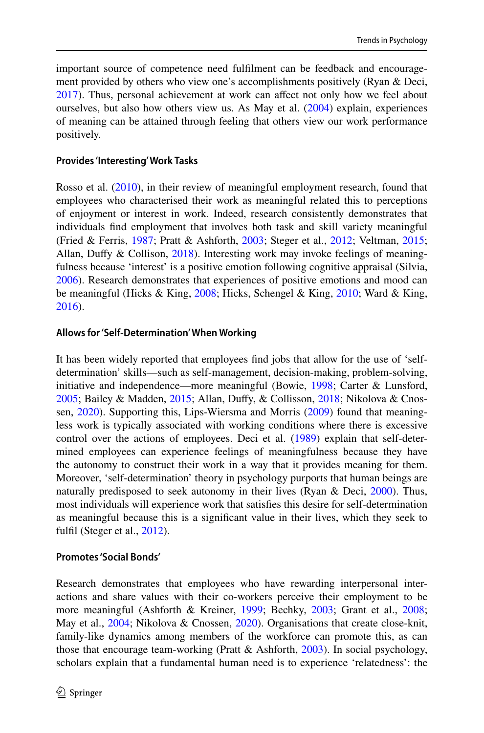important source of competence need fulfilment can be feedback and encouragement provided by others who view one's accomplishments positively (Ryan & Deci, 2017). Thus, personal achievement at work can affect not only how we feel about ourselves, but also how others view us. As May et al. (2004) explain, experiences of meaning can be attained through feeling that others view our work performance positively.

#### Provides 'Interesting' Work Tasks

Rosso et al. (2010), in their review of meaningful employment research, found that employees who characterised their work as meaningful related this to perceptions of enjoyment or interest in work. Indeed, research consistently demonstrates that individuals find employment that involves both task and skill variety meaningful (Fried & Ferris, 1987; Pratt & Ashforth, 2003; Steger et al., 2012; Veltman, 2015; Allan, Duffy & Collison, 2018). Interesting work may invoke feelings of meaningfulness because 'interest' is a positive emotion following cognitive appraisal (Silvia, 2006). Research demonstrates that experiences of positive emotions and mood can be meaningful (Hicks & King, 2008; Hicks, Schengel & King, 2010; Ward & King, 2016).

#### Allows for 'Self-Determination' When Working

It has been widely reported that employees find jobs that allow for the use of 'self-determination' skills—such as self-management, decision-making, problem-solving, initiative and independence—more meaningful (Bowie, 1998; Carter & Lunsford, 2005; Bailey & Madden, 2015; Allan, Duffy, & Collisson, 2018; Nikolova & Cnossen, 2020). Supporting this, Lips-Wiersma and Morris (2009) found that meaningless work is typically associated with working conditions where there is excessive control over the actions of employees. Deci et al. (1989) explain that self-determined employees can experience feelings of meaningfulness because they have the autonomy to construct their work in a way that it provides meaning for them. Moreover, 'self-determination' theory in psychology purports that human beings are naturally predisposed to seek autonomy in their lives (Ryan & Deci, 2000). Thus, most individuals will experience work that satisfies this desire for self-determination as meaningful because this is a significant value in their lives, which they seek to fulfil (Steger et al., 2012).

#### Promotes 'Social Bonds'

Research demonstrates that employees who have rewarding interpersonal interactions and share values with their co-workers perceive their employment to be more meaningful (Ashforth & Kreiner, 1999; Bechky, 2003; Grant et al., 2008; May et al., 2004; Nikolova & Cnossen, 2020). Organisations that create close-knit, family-like dynamics among members of the workforce can promote this, as can those that encourage team-working (Pratt & Ashforth, 2003). In social psychology, scholars explain that a fundamental human need is to experience 'relatedness': the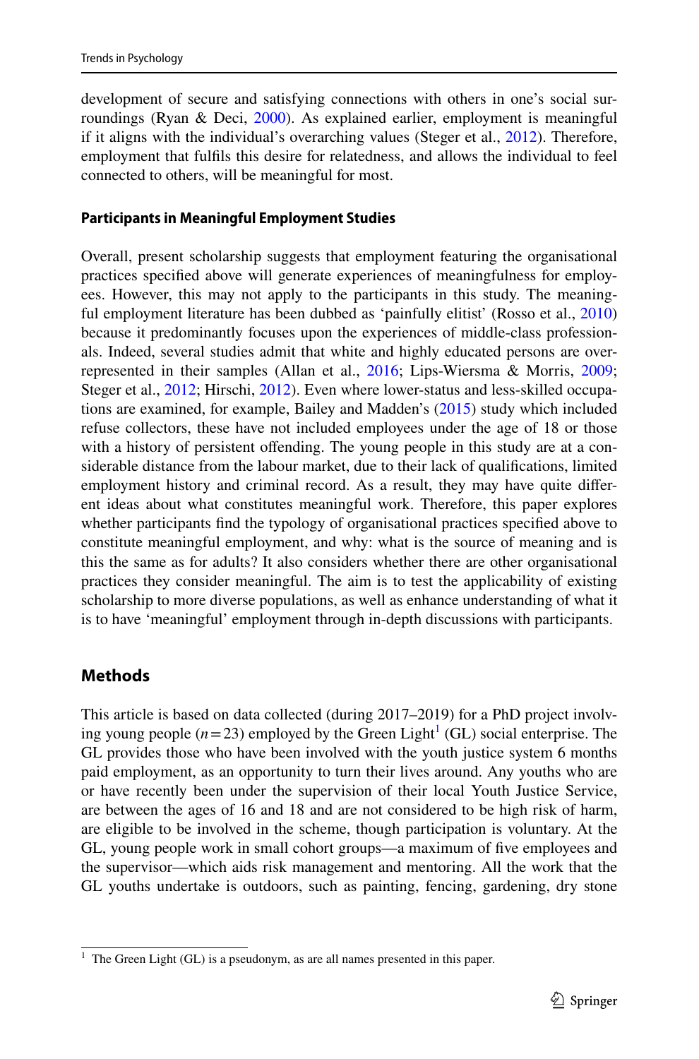development of secure and satisfying connections with others in one's social surroundings (Ryan & Deci, 2000). As explained earlier, employment is meaningful if it aligns with the individual's overarching values (Steger et al., 2012). Therefore, employment that fulfils this desire for relatedness, and allows the individual to feel connected to others, will be meaningful for most.

### Participants in Meaningful Employment Studies

Overall, present scholarship suggests that employment featuring the organisational practices specified above will generate experiences of meaningfulness for employees. However, this may not apply to the participants in this study. The meaningful employment literature has been dubbed as 'painfully elitist' (Rosso et al., 2010) because it predominantly focuses upon the experiences of middle-class professionals. Indeed, several studies admit that white and highly educated persons are over-represented in their samples (Allan et al., 2016; Lips-Wiersma & Morris, 2009; Steger et al., 2012; Hirschi, 2012). Even where lower-status and less-skilled occupations are examined, for example, Bailey and Madden's (2015) study which included refuse collectors, these have not included employees under the age of 18 or those with a history of persistent offending. The young people in this study are at a considerable distance from the labour market, due to their lack of qualifications, limited employment history and criminal record. As a result, they may have quite different ideas about what constitutes meaningful work. Therefore, this paper explores whether participants find the typology of organisational practices specified above to constitute meaningful employment, and why: what is the source of meaning and is this the same as for adults? It also considers whether there are other organisational practices they consider meaningful. The aim is to test the applicability of existing scholarship to more diverse populations, as well as enhance understanding of what it is to have 'meaningful' employment through in-depth discussions with participants.

## Methods

This article is based on data collected (during 2017–2019) for a PhD project involving young people ($n = 23$) employed by the Green Light[1] (GL) social enterprise. The GL provides those who have been involved with the youth justice system 6 months paid employment, as an opportunity to turn their lives around. Any youths who are or have recently been under the supervision of their local Youth Justice Service, are between the ages of 16 and 18 and are not considered to be high risk of harm, are eligible to be involved in the scheme, though participation is voluntary. At the GL, young people work in small cohort groups—a maximum of five employees and the supervisor—which aids risk management and mentoring. All the work that the GL youths undertake is outdoors, such as painting, fencing, gardening, dry stone

[1] The Green Light (GL) is a pseudonym, as are all names presented in this paper.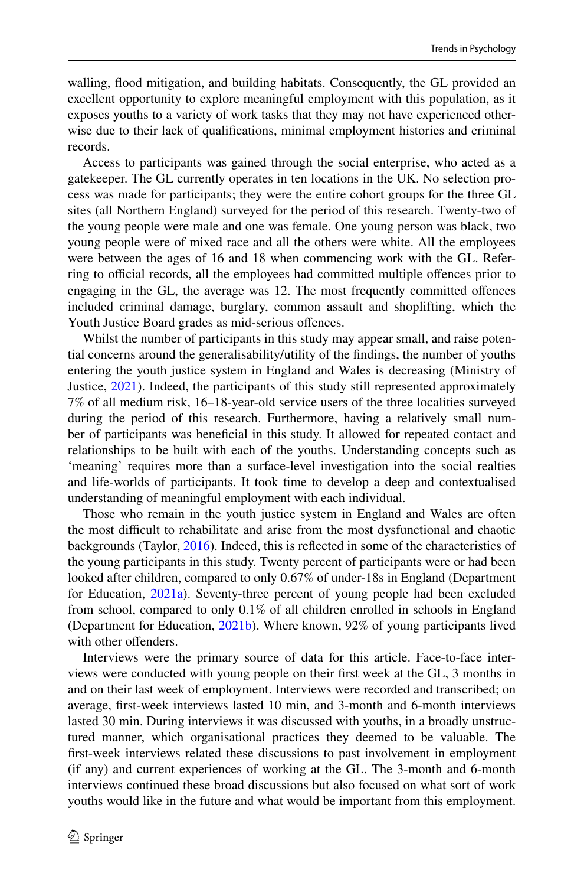walling, flood mitigation, and building habitats. Consequently, the GL provided an excellent opportunity to explore meaningful employment with this population, as it exposes youths to a variety of work tasks that they may not have experienced otherwise due to their lack of qualifications, minimal employment histories and criminal records.

Access to participants was gained through the social enterprise, who acted as a gatekeeper. The GL currently operates in ten locations in the UK. No selection process was made for participants; they were the entire cohort groups for the three GL sites (all Northern England) surveyed for the period of this research. Twenty-two of the young people were male and one was female. One young person was black, two young people were of mixed race and all the others were white. All the employees were between the ages of 16 and 18 when commencing work with the GL. Referring to official records, all the employees had committed multiple offences prior to engaging in the GL, the average was 12. The most frequently committed offences included criminal damage, burglary, common assault and shoplifting, which the Youth Justice Board grades as mid-serious offences.

Whilst the number of participants in this study may appear small, and raise potential concerns around the generalisability/utility of the findings, the number of youths entering the youth justice system in England and Wales is decreasing (Ministry of Justice, 2021). Indeed, the participants of this study still represented approximately 7% of all medium risk, 16–18-year-old service users of the three localities surveyed during the period of this research. Furthermore, having a relatively small number of participants was beneficial in this study. It allowed for repeated contact and relationships to be built with each of the youths. Understanding concepts such as 'meaning' requires more than a surface-level investigation into the social realties and life-worlds of participants. It took time to develop a deep and contextualised understanding of meaningful employment with each individual.

Those who remain in the youth justice system in England and Wales are often the most difficult to rehabilitate and arise from the most dysfunctional and chaotic backgrounds (Taylor, 2016). Indeed, this is reflected in some of the characteristics of the young participants in this study. Twenty percent of participants were or had been looked after children, compared to only 0.67% of under-18s in England (Department for Education, 2021a). Seventy-three percent of young people had been excluded from school, compared to only 0.1% of all children enrolled in schools in England (Department for Education, 2021b). Where known, 92% of young participants lived with other offenders.

Interviews were the primary source of data for this article. Face-to-face interviews were conducted with young people on their first week at the GL, 3 months in and on their last week of employment. Interviews were recorded and transcribed; on average, first-week interviews lasted 10 min, and 3-month and 6-month interviews lasted 30 min. During interviews it was discussed with youths, in a broadly unstructured manner, which organisational practices they deemed to be valuable. The first-week interviews related these discussions to past involvement in employment (if any) and current experiences of working at the GL. The 3-month and 6-month interviews continued these broad discussions but also focused on what sort of work youths would like in the future and what would be important from this employment.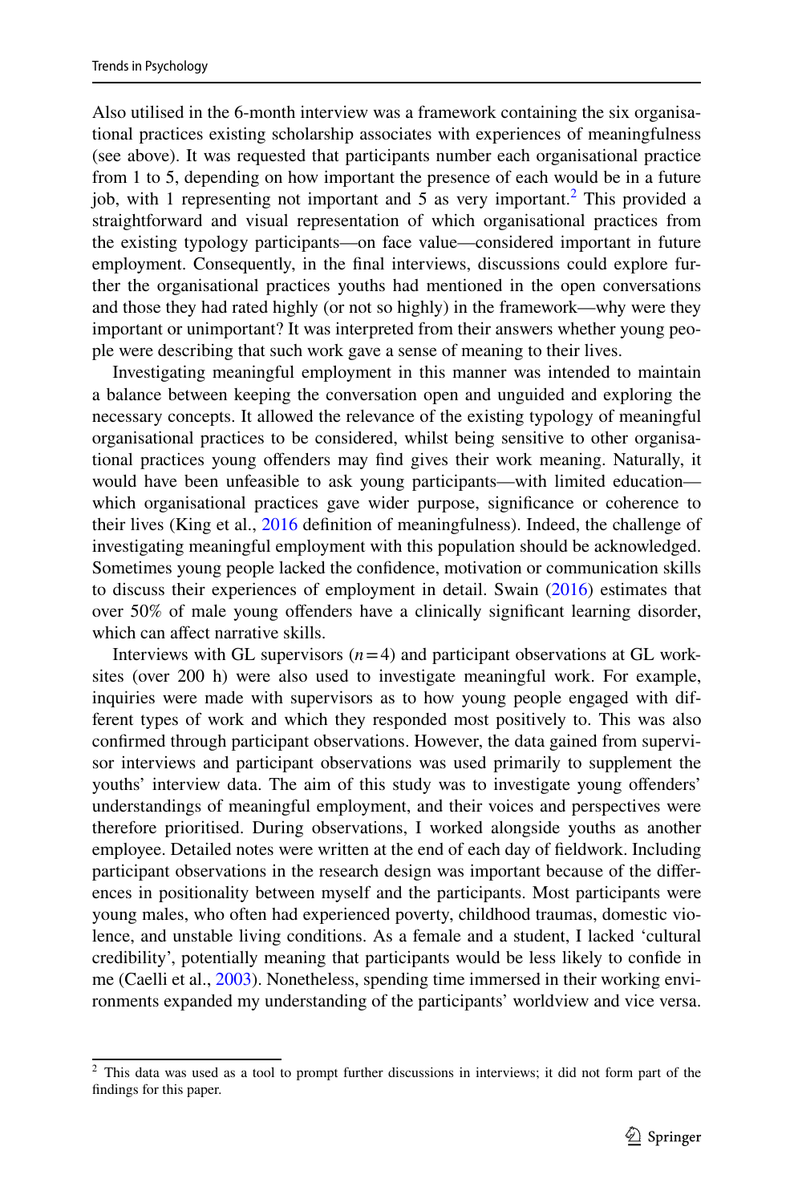Also utilised in the 6-month interview was a framework containing the six organisational practices existing scholarship associates with experiences of meaningfulness (see above). It was requested that participants number each organisational practice from 1 to 5, depending on how important the presence of each would be in a future job, with 1 representing not important and 5 as very important.[2] This provided a straightforward and visual representation of which organisational practices from the existing typology participants—on face value—considered important in future employment. Consequently, in the final interviews, discussions could explore further the organisational practices youths had mentioned in the open conversations and those they had rated highly (or not so highly) in the framework—why were they important or unimportant? It was interpreted from their answers whether young people were describing that such work gave a sense of meaning to their lives.

Investigating meaningful employment in this manner was intended to maintain a balance between keeping the conversation open and unguided and exploring the necessary concepts. It allowed the relevance of the existing typology of meaningful organisational practices to be considered, whilst being sensitive to other organisational practices young offenders may find gives their work meaning. Naturally, it would have been unfeasible to ask young participants—with limited education—which organisational practices gave wider purpose, significance or coherence to their lives (King et al., 2016 definition of meaningfulness). Indeed, the challenge of investigating meaningful employment with this population should be acknowledged. Sometimes young people lacked the confidence, motivation or communication skills to discuss their experiences of employment in detail. Swain (2016) estimates that over 50% of male young offenders have a clinically significant learning disorder, which can affect narrative skills.

Interviews with GL supervisors ($n=4$) and participant observations at GL worksites (over 200 h) were also used to investigate meaningful work. For example, inquiries were made with supervisors as to how young people engaged with different types of work and which they responded most positively to. This was also confirmed through participant observations. However, the data gained from supervisor interviews and participant observations was used primarily to supplement the youths' interview data. The aim of this study was to investigate young offenders' understandings of meaningful employment, and their voices and perspectives were therefore prioritised. During observations, I worked alongside youths as another employee. Detailed notes were written at the end of each day of fieldwork. Including participant observations in the research design was important because of the differences in positionality between myself and the participants. Most participants were young males, who often had experienced poverty, childhood traumas, domestic violence, and unstable living conditions. As a female and a student, I lacked 'cultural credibility', potentially meaning that participants would be less likely to confide in me (Caelli et al., 2003). Nonetheless, spending time immersed in their working environments expanded my understanding of the participants' worldview and vice versa.

[2] This data was used as a tool to prompt further discussions in interviews; it did not form part of the findings for this paper.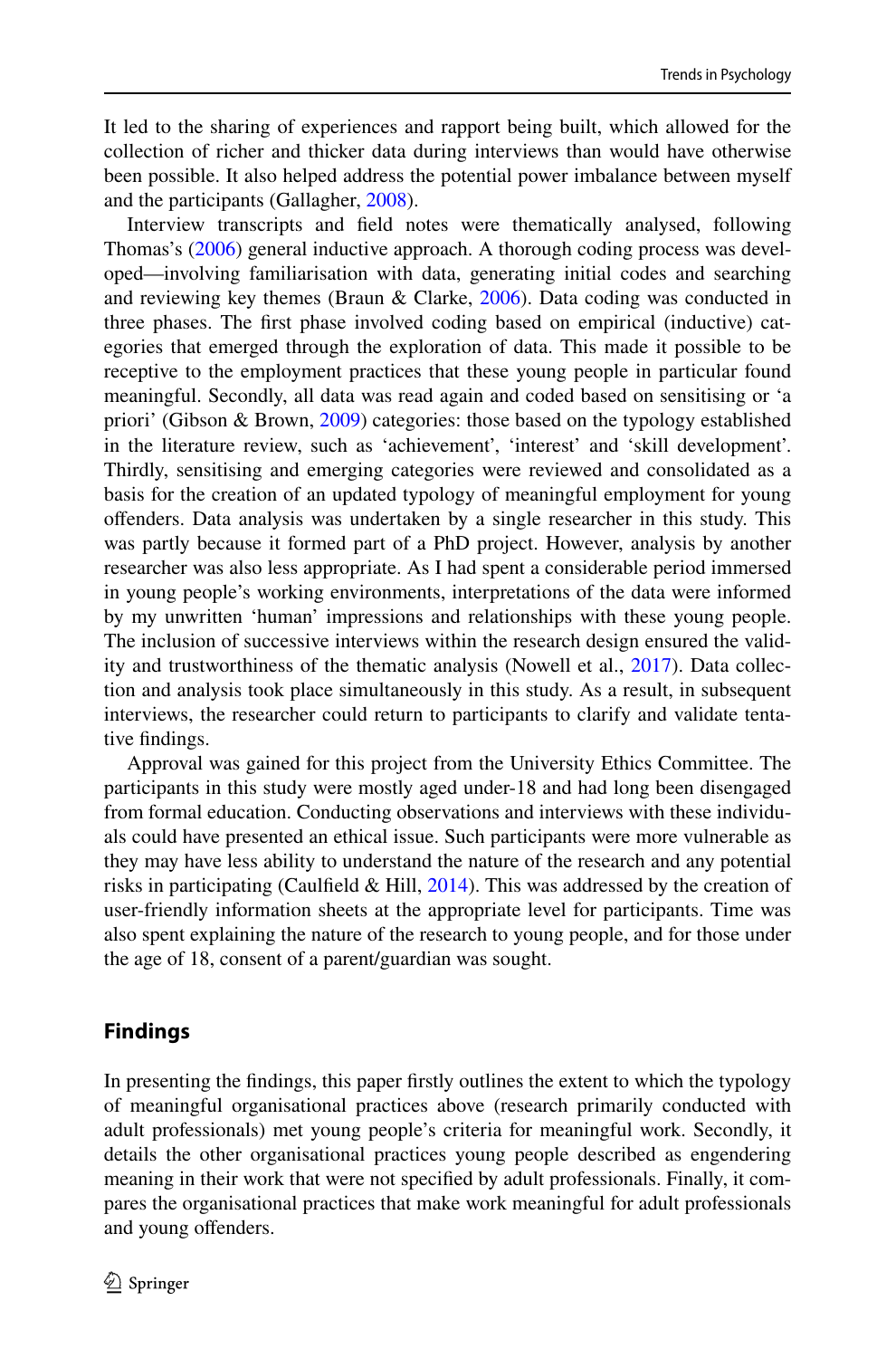It led to the sharing of experiences and rapport being built, which allowed for the collection of richer and thicker data during interviews than would have otherwise been possible. It also helped address the potential power imbalance between myself and the participants (Gallagher, 2008).

Interview transcripts and field notes were thematically analysed, following Thomas's (2006) general inductive approach. A thorough coding process was developed—involving familiarisation with data, generating initial codes and searching and reviewing key themes (Braun & Clarke, 2006). Data coding was conducted in three phases. The first phase involved coding based on empirical (inductive) categories that emerged through the exploration of data. This made it possible to be receptive to the employment practices that these young people in particular found meaningful. Secondly, all data was read again and coded based on sensitising or 'a priori' (Gibson & Brown, 2009) categories: those based on the typology established in the literature review, such as 'achievement', 'interest' and 'skill development'. Thirdly, sensitising and emerging categories were reviewed and consolidated as a basis for the creation of an updated typology of meaningful employment for young offenders. Data analysis was undertaken by a single researcher in this study. This was partly because it formed part of a PhD project. However, analysis by another researcher was also less appropriate. As I had spent a considerable period immersed in young people's working environments, interpretations of the data were informed by my unwritten 'human' impressions and relationships with these young people. The inclusion of successive interviews within the research design ensured the validity and trustworthiness of the thematic analysis (Nowell et al., 2017). Data collection and analysis took place simultaneously in this study. As a result, in subsequent interviews, the researcher could return to participants to clarify and validate tentative findings.

Approval was gained for this project from the University Ethics Committee. The participants in this study were mostly aged under-18 and had long been disengaged from formal education. Conducting observations and interviews with these individuals could have presented an ethical issue. Such participants were more vulnerable as they may have less ability to understand the nature of the research and any potential risks in participating (Caulfield & Hill, 2014). This was addressed by the creation of user-friendly information sheets at the appropriate level for participants. Time was also spent explaining the nature of the research to young people, and for those under the age of 18, consent of a parent/guardian was sought.

## Findings

In presenting the findings, this paper firstly outlines the extent to which the typology of meaningful organisational practices above (research primarily conducted with adult professionals) met young people's criteria for meaningful work. Secondly, it details the other organisational practices young people described as engendering meaning in their work that were not specified by adult professionals. Finally, it compares the organisational practices that make work meaningful for adult professionals and young offenders.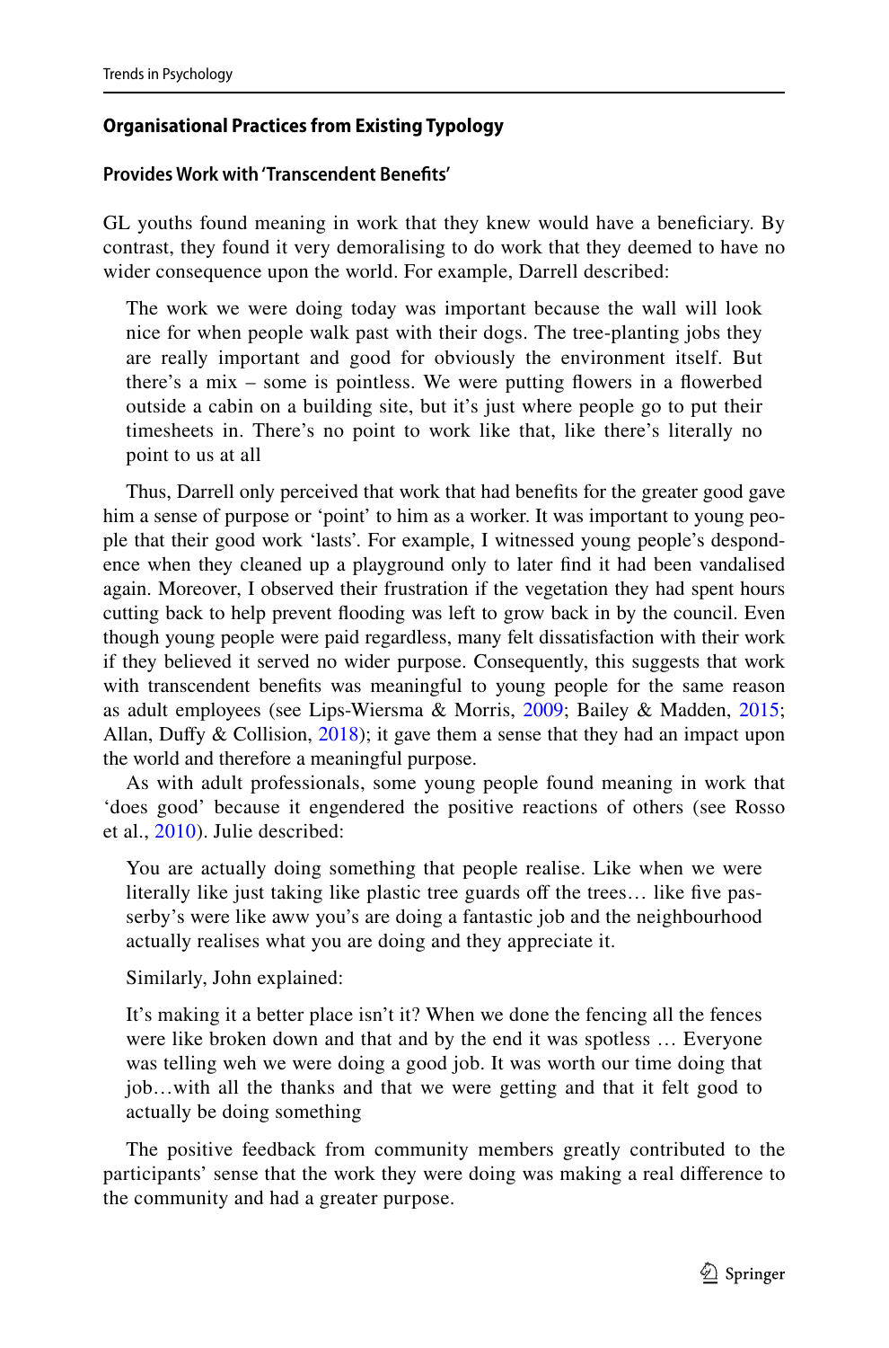### Organisational Practices from Existing Typology

#### Provides Work with 'Transcendent Benefits'

GL youths found meaning in work that they knew would have a beneficiary. By contrast, they found it very demoralising to do work that they deemed to have no wider consequence upon the world. For example, Darrell described:

> The work we were doing today was important because the wall will look nice for when people walk past with their dogs. The tree-planting jobs they are really important and good for obviously the environment itself. But there's a mix – some is pointless. We were putting flowers in a flowerbed outside a cabin on a building site, but it's just where people go to put their timesheets in. There's no point to work like that, like there's literally no point to us at all

Thus, Darrell only perceived that work that had benefits for the greater good gave him a sense of purpose or 'point' to him as a worker. It was important to young people that their good work 'lasts'. For example, I witnessed young people's despondence when they cleaned up a playground only to later find it had been vandalised again. Moreover, I observed their frustration if the vegetation they had spent hours cutting back to help prevent flooding was left to grow back in by the council. Even though young people were paid regardless, many felt dissatisfaction with their work if they believed it served no wider purpose. Consequently, this suggests that work with transcendent benefits was meaningful to young people for the same reason as adult employees (see Lips-Wiersma & Morris, 2009; Bailey & Madden, 2015; Allan, Duffy & Collision, 2018); it gave them a sense that they had an impact upon the world and therefore a meaningful purpose.

As with adult professionals, some young people found meaning in work that 'does good' because it engendered the positive reactions of others (see Rosso et al., 2010). Julie described:

> You are actually doing something that people realise. Like when we were literally like just taking like plastic tree guards off the trees… like five passerby's were like aww you's are doing a fantastic job and the neighbourhood actually realises what you are doing and they appreciate it.

Similarly, John explained:

> It's making it a better place isn't it? When we done the fencing all the fences were like broken down and that and by the end it was spotless … Everyone was telling weh we were doing a good job. It was worth our time doing that job…with all the thanks and that we were getting and that it felt good to actually be doing something

The positive feedback from community members greatly contributed to the participants' sense that the work they were doing was making a real difference to the community and had a greater purpose.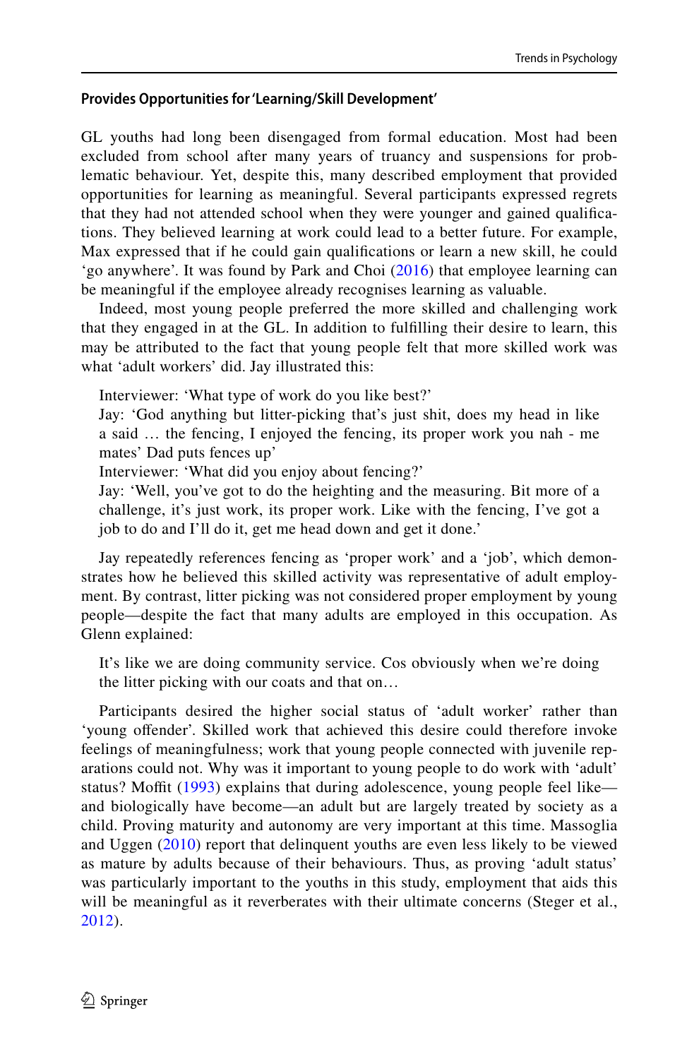### Provides Opportunities for 'Learning/Skill Development'

GL youths had long been disengaged from formal education. Most had been excluded from school after many years of truancy and suspensions for problematic behaviour. Yet, despite this, many described employment that provided opportunities for learning as meaningful. Several participants expressed regrets that they had not attended school when they were younger and gained qualifications. They believed learning at work could lead to a better future. For example, Max expressed that if he could gain qualifications or learn a new skill, he could 'go anywhere'. It was found by Park and Choi (2016) that employee learning can be meaningful if the employee already recognises learning as valuable.

Indeed, most young people preferred the more skilled and challenging work that they engaged in at the GL. In addition to fulfilling their desire to learn, this may be attributed to the fact that young people felt that more skilled work was what 'adult workers' did. Jay illustrated this:

> Interviewer: 'What type of work do you like best?'
> Jay: 'God anything but litter-picking that's just shit, does my head in like a said … the fencing, I enjoyed the fencing, its proper work you nah - me mates' Dad puts fences up'
> Interviewer: 'What did you enjoy about fencing?'
> Jay: 'Well, you've got to do the heighting and the measuring. Bit more of a challenge, it's just work, its proper work. Like with the fencing, I've got a job to do and I'll do it, get me head down and get it done.'

Jay repeatedly references fencing as 'proper work' and a 'job', which demonstrates how he believed this skilled activity was representative of adult employment. By contrast, litter picking was not considered proper employment by young people—despite the fact that many adults are employed in this occupation. As Glenn explained:

> It's like we are doing community service. Cos obviously when we're doing the litter picking with our coats and that on…

Participants desired the higher social status of 'adult worker' rather than 'young offender'. Skilled work that achieved this desire could therefore invoke feelings of meaningfulness; work that young people connected with juvenile reparations could not. Why was it important to young people to do work with 'adult' status? Moffit (1993) explains that during adolescence, young people feel like—and biologically have become—an adult but are largely treated by society as a child. Proving maturity and autonomy are very important at this time. Massoglia and Uggen (2010) report that delinquent youths are even less likely to be viewed as mature by adults because of their behaviours. Thus, as proving 'adult status' was particularly important to the youths in this study, employment that aids this will be meaningful as it reverberates with their ultimate concerns (Steger et al., 2012).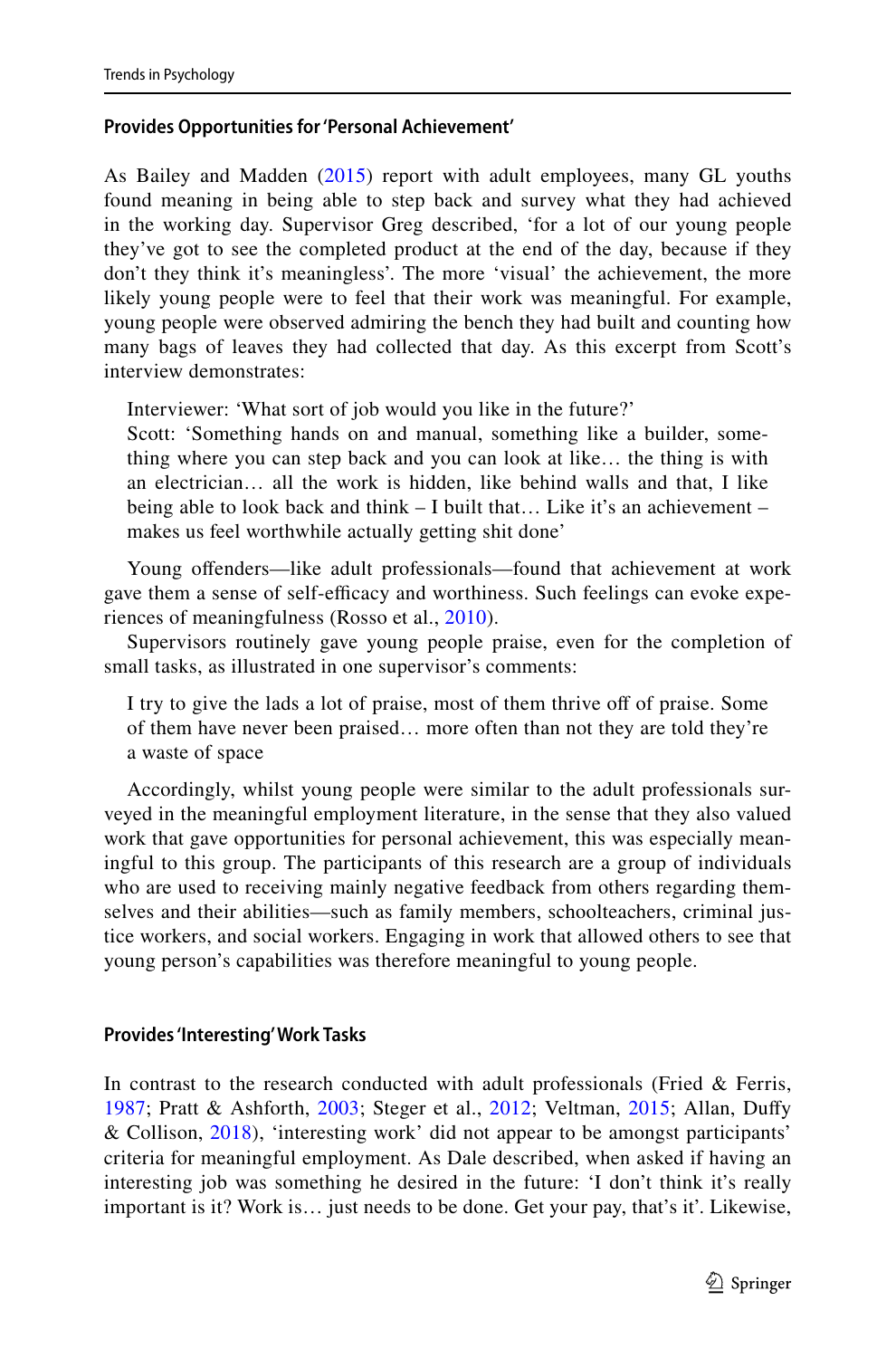### Provides Opportunities for 'Personal Achievement'

As Bailey and Madden (2015) report with adult employees, many GL youths found meaning in being able to step back and survey what they had achieved in the working day. Supervisor Greg described, 'for a lot of our young people they've got to see the completed product at the end of the day, because if they don't they think it's meaningless'. The more 'visual' the achievement, the more likely young people were to feel that their work was meaningful. For example, young people were observed admiring the bench they had built and counting how many bags of leaves they had collected that day. As this excerpt from Scott's interview demonstrates:

> Interviewer: 'What sort of job would you like in the future?'
> Scott: 'Something hands on and manual, something like a builder, something where you can step back and you can look at like… the thing is with an electrician… all the work is hidden, like behind walls and that, I like being able to look back and think – I built that… Like it's an achievement – makes us feel worthwhile actually getting shit done'

Young offenders—like adult professionals—found that achievement at work gave them a sense of self-efficacy and worthiness. Such feelings can evoke experiences of meaningfulness (Rosso et al., 2010).

Supervisors routinely gave young people praise, even for the completion of small tasks, as illustrated in one supervisor's comments:

> I try to give the lads a lot of praise, most of them thrive off of praise. Some of them have never been praised… more often than not they are told they're a waste of space

Accordingly, whilst young people were similar to the adult professionals surveyed in the meaningful employment literature, in the sense that they also valued work that gave opportunities for personal achievement, this was especially meaningful to this group. The participants of this research are a group of individuals who are used to receiving mainly negative feedback from others regarding themselves and their abilities—such as family members, schoolteachers, criminal justice workers, and social workers. Engaging in work that allowed others to see that young person's capabilities was therefore meaningful to young people.

### Provides 'Interesting' Work Tasks

In contrast to the research conducted with adult professionals (Fried & Ferris, 1987; Pratt & Ashforth, 2003; Steger et al., 2012; Veltman, 2015; Allan, Duffy & Collison, 2018), 'interesting work' did not appear to be amongst participants' criteria for meaningful employment. As Dale described, when asked if having an interesting job was something he desired in the future: 'I don't think it's really important is it? Work is… just needs to be done. Get your pay, that's it'. Likewise,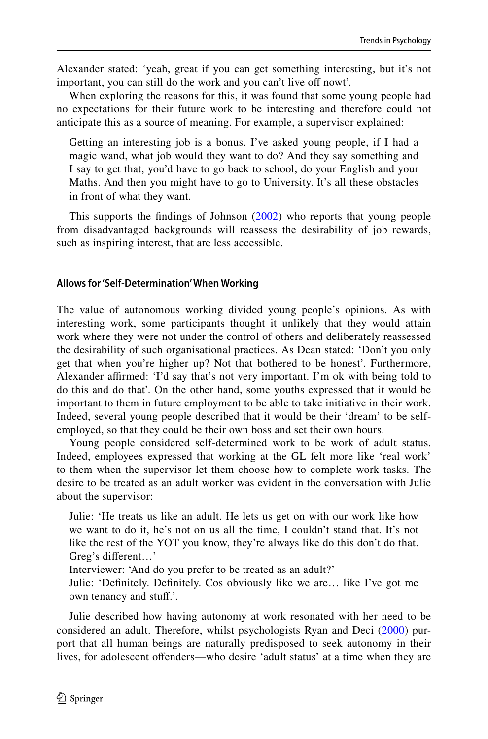Alexander stated: 'yeah, great if you can get something interesting, but it's not important, you can still do the work and you can't live off nowt'.

When exploring the reasons for this, it was found that some young people had no expectations for their future work to be interesting and therefore could not anticipate this as a source of meaning. For example, a supervisor explained:

> Getting an interesting job is a bonus. I've asked young people, if I had a magic wand, what job would they want to do? And they say something and I say to get that, you'd have to go back to school, do your English and your Maths. And then you might have to go to University. It's all these obstacles in front of what they want.

This supports the findings of Johnson (2002) who reports that young people from disadvantaged backgrounds will reassess the desirability of job rewards, such as inspiring interest, that are less accessible.

#### Allows for 'Self-Determination' When Working

The value of autonomous working divided young people's opinions. As with interesting work, some participants thought it unlikely that they would attain work where they were not under the control of others and deliberately reassessed the desirability of such organisational practices. As Dean stated: 'Don't you only get that when you're higher up? Not that bothered to be honest'. Furthermore, Alexander affirmed: 'I'd say that's not very important. I'm ok with being told to do this and do that'. On the other hand, some youths expressed that it would be important to them in future employment to be able to take initiative in their work. Indeed, several young people described that it would be their 'dream' to be self-employed, so that they could be their own boss and set their own hours.

Young people considered self-determined work to be work of adult status. Indeed, employees expressed that working at the GL felt more like 'real work' to them when the supervisor let them choose how to complete work tasks. The desire to be treated as an adult worker was evident in the conversation with Julie about the supervisor:

> Julie: 'He treats us like an adult. He lets us get on with our work like how we want to do it, he's not on us all the time, I couldn't stand that. It's not like the rest of the YOT you know, they're always like do this don't do that. Greg's different…'
> Interviewer: 'And do you prefer to be treated as an adult?'
> Julie: 'Definitely. Definitely. Cos obviously like we are… like I've got me own tenancy and stuff.'.

Julie described how having autonomy at work resonated with her need to be considered an adult. Therefore, whilst psychologists Ryan and Deci (2000) purport that all human beings are naturally predisposed to seek autonomy in their lives, for adolescent offenders—who desire 'adult status' at a time when they are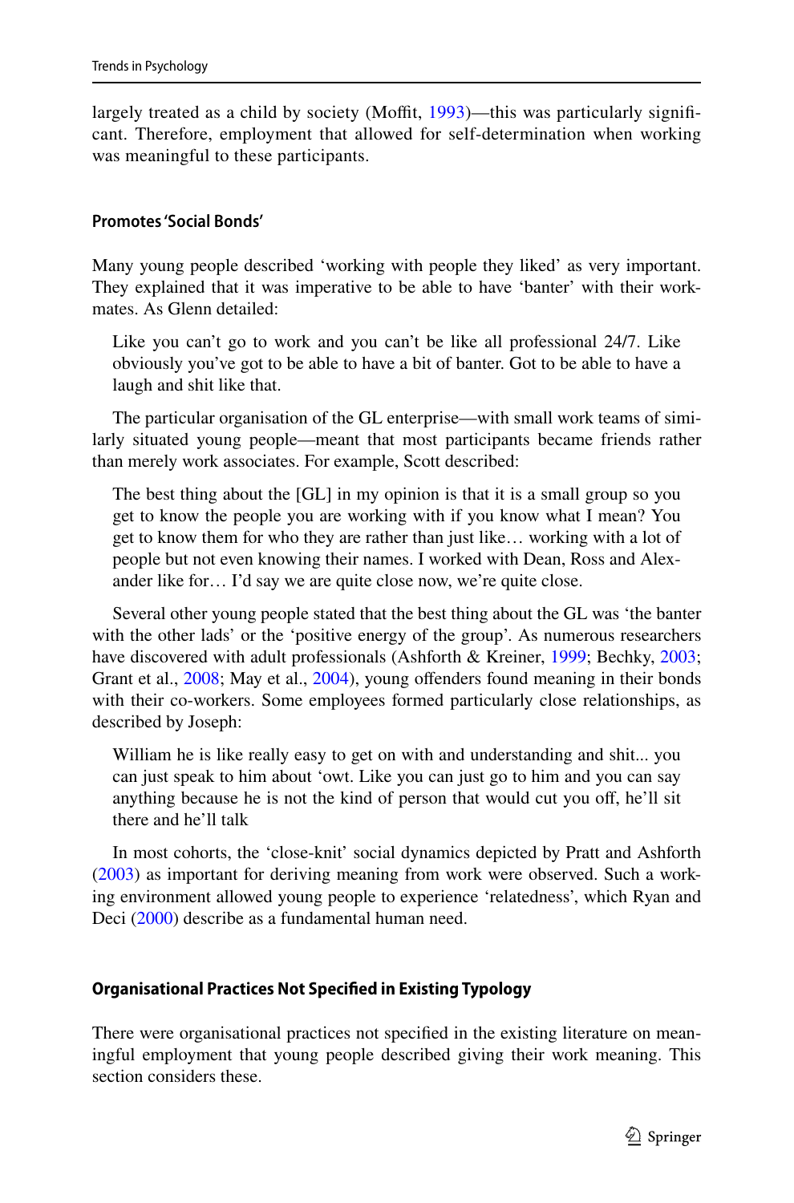largely treated as a child by society (Moffit, 1993)—this was particularly significant. Therefore, employment that allowed for self-determination when working was meaningful to these participants.

#### Promotes 'Social Bonds'

Many young people described 'working with people they liked' as very important. They explained that it was imperative to be able to have 'banter' with their workmates. As Glenn detailed:

> Like you can't go to work and you can't be like all professional 24/7. Like obviously you've got to be able to have a bit of banter. Got to be able to have a laugh and shit like that.

The particular organisation of the GL enterprise—with small work teams of similarly situated young people—meant that most participants became friends rather than merely work associates. For example, Scott described:

> The best thing about the [GL] in my opinion is that it is a small group so you get to know the people you are working with if you know what I mean? You get to know them for who they are rather than just like… working with a lot of people but not even knowing their names. I worked with Dean, Ross and Alexander like for… I'd say we are quite close now, we're quite close.

Several other young people stated that the best thing about the GL was 'the banter with the other lads' or the 'positive energy of the group'. As numerous researchers have discovered with adult professionals (Ashforth & Kreiner, 1999; Bechky, 2003; Grant et al., 2008; May et al., 2004), young offenders found meaning in their bonds with their co-workers. Some employees formed particularly close relationships, as described by Joseph:

> William he is like really easy to get on with and understanding and shit... you can just speak to him about 'owt. Like you can just go to him and you can say anything because he is not the kind of person that would cut you off, he'll sit there and he'll talk

In most cohorts, the 'close-knit' social dynamics depicted by Pratt and Ashforth (2003) as important for deriving meaning from work were observed. Such a working environment allowed young people to experience 'relatedness', which Ryan and Deci (2000) describe as a fundamental human need.

### Organisational Practices Not Specified in Existing Typology

There were organisational practices not specified in the existing literature on meaningful employment that young people described giving their work meaning. This section considers these.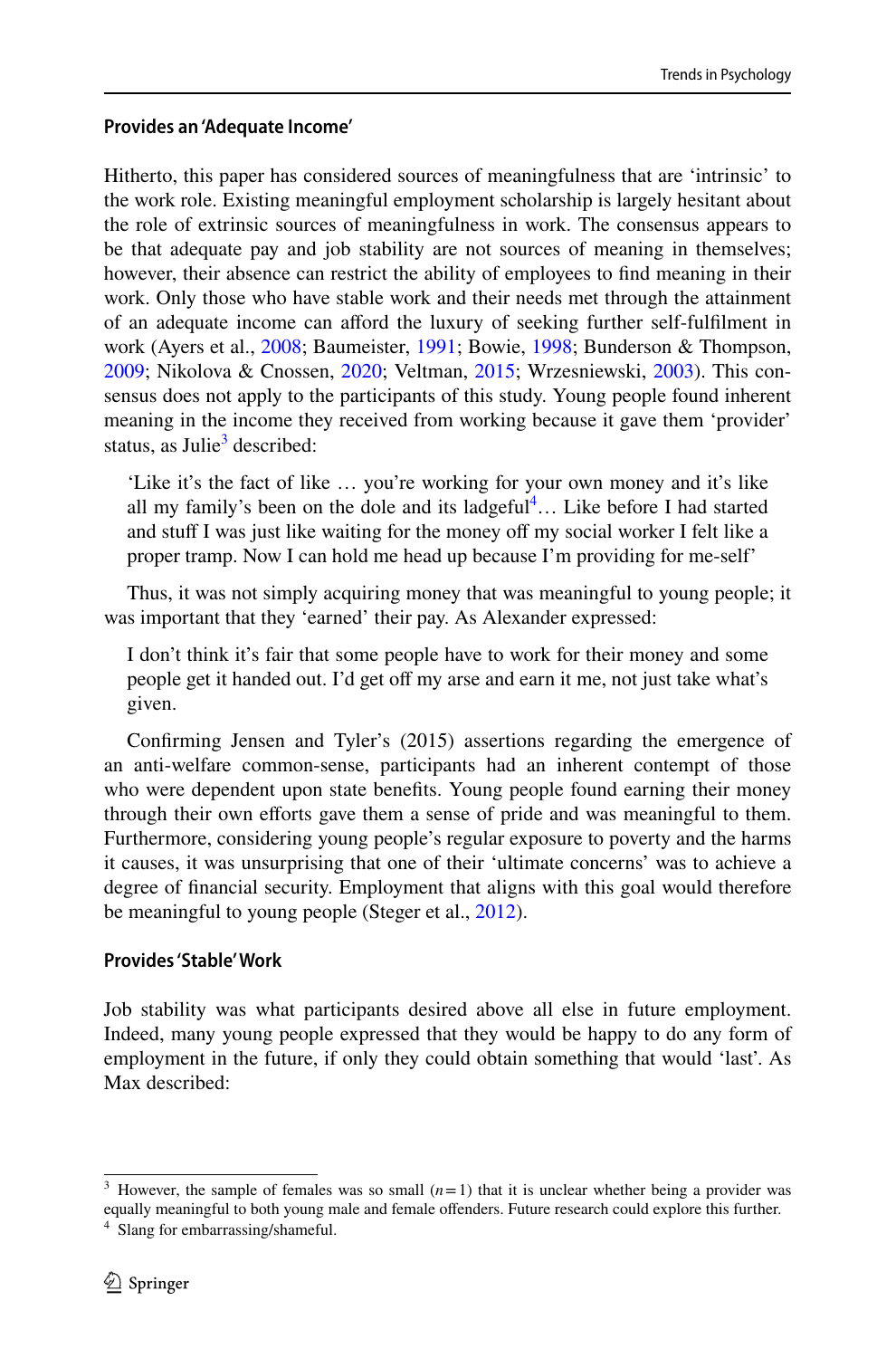#### Provides an 'Adequate Income'

Hitherto, this paper has considered sources of meaningfulness that are 'intrinsic' to the work role. Existing meaningful employment scholarship is largely hesitant about the role of extrinsic sources of meaningfulness in work. The consensus appears to be that adequate pay and job stability are not sources of meaning in themselves; however, their absence can restrict the ability of employees to find meaning in their work. Only those who have stable work and their needs met through the attainment of an adequate income can afford the luxury of seeking further self-fulfilment in work (Ayers et al., 2008; Baumeister, 1991; Bowie, 1998; Bunderson & Thompson, 2009; Nikolova & Cnossen, 2020; Veltman, 2015; Wrzesniewski, 2003). This consensus does not apply to the participants of this study. Young people found inherent meaning in the income they received from working because it gave them 'provider' status, as Julie[3] described:

> 'Like it's the fact of like … you're working for your own money and it's like all my family's been on the dole and its ladgeful[4]… Like before I had started and stuff I was just like waiting for the money off my social worker I felt like a proper tramp. Now I can hold me head up because I'm providing for me-self'

Thus, it was not simply acquiring money that was meaningful to young people; it was important that they 'earned' their pay. As Alexander expressed:

> I don't think it's fair that some people have to work for their money and some people get it handed out. I'd get off my arse and earn it me, not just take what's given.

Confirming Jensen and Tyler's (2015) assertions regarding the emergence of an anti-welfare common-sense, participants had an inherent contempt of those who were dependent upon state benefits. Young people found earning their money through their own efforts gave them a sense of pride and was meaningful to them. Furthermore, considering young people's regular exposure to poverty and the harms it causes, it was unsurprising that one of their 'ultimate concerns' was to achieve a degree of financial security. Employment that aligns with this goal would therefore be meaningful to young people (Steger et al., 2012).

#### Provides 'Stable' Work

Job stability was what participants desired above all else in future employment. Indeed, many young people expressed that they would be happy to do any form of employment in the future, if only they could obtain something that would 'last'. As Max described:

---

[3] However, the sample of females was so small ($n = 1$) that it is unclear whether being a provider was equally meaningful to both young male and female offenders. Future research could explore this further.

[4] Slang for embarrassing/shameful.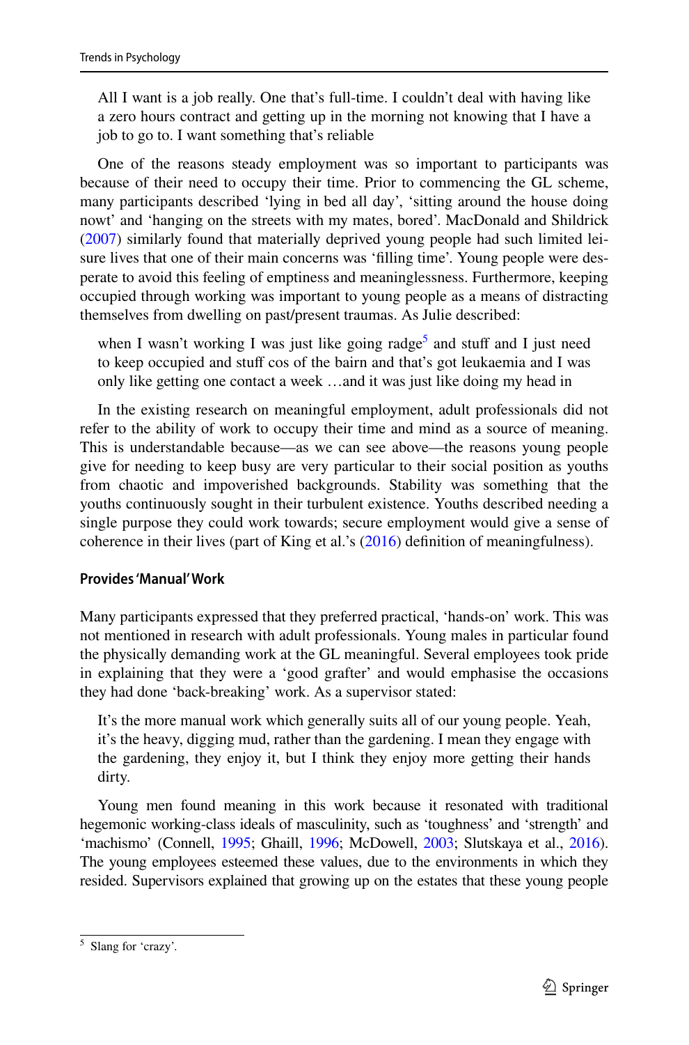> All I want is a job really. One that's full-time. I couldn't deal with having like a zero hours contract and getting up in the morning not knowing that I have a job to go to. I want something that's reliable

One of the reasons steady employment was so important to participants was because of their need to occupy their time. Prior to commencing the GL scheme, many participants described 'lying in bed all day', 'sitting around the house doing nowt' and 'hanging on the streets with my mates, bored'. MacDonald and Shildrick (2007) similarly found that materially deprived young people had such limited leisure lives that one of their main concerns was 'filling time'. Young people were desperate to avoid this feeling of emptiness and meaninglessness. Furthermore, keeping occupied through working was important to young people as a means of distracting themselves from dwelling on past/present traumas. As Julie described:

> when I wasn't working I was just like going radge[5] and stuff and I just need to keep occupied and stuff cos of the bairn and that's got leukaemia and I was only like getting one contact a week …and it was just like doing my head in

In the existing research on meaningful employment, adult professionals did not refer to the ability of work to occupy their time and mind as a source of meaning. This is understandable because—as we can see above—the reasons young people give for needing to keep busy are very particular to their social position as youths from chaotic and impoverished backgrounds. Stability was something that the youths continuously sought in their turbulent existence. Youths described needing a single purpose they could work towards; secure employment would give a sense of coherence in their lives (part of King et al.'s (2016) definition of meaningfulness).

#### Provides 'Manual' Work

Many participants expressed that they preferred practical, 'hands-on' work. This was not mentioned in research with adult professionals. Young males in particular found the physically demanding work at the GL meaningful. Several employees took pride in explaining that they were a 'good grafter' and would emphasise the occasions they had done 'back-breaking' work. As a supervisor stated:

> It's the more manual work which generally suits all of our young people. Yeah, it's the heavy, digging mud, rather than the gardening. I mean they engage with the gardening, they enjoy it, but I think they enjoy more getting their hands dirty.

Young men found meaning in this work because it resonated with traditional hegemonic working-class ideals of masculinity, such as 'toughness' and 'strength' and 'machismo' (Connell, 1995; Ghaill, 1996; McDowell, 2003; Slutskaya et al., 2016). The young employees esteemed these values, due to the environments in which they resided. Supervisors explained that growing up on the estates that these young people

[5] Slang for 'crazy'.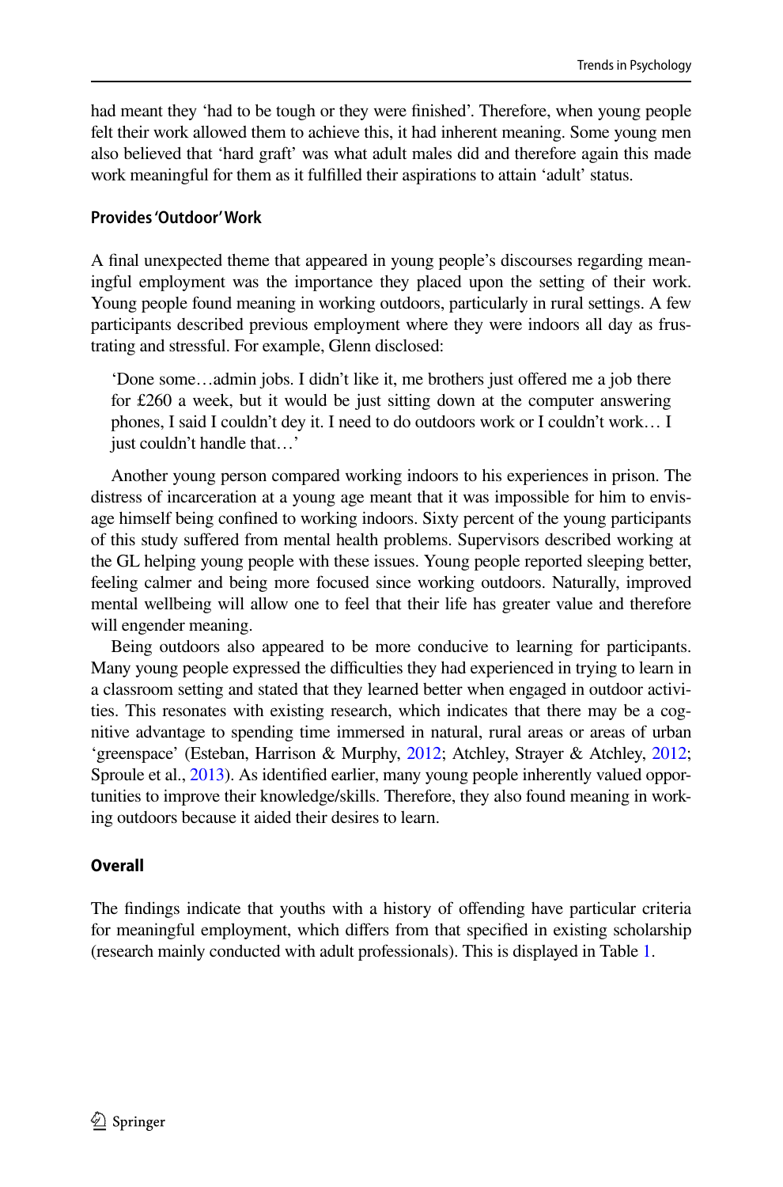had meant they 'had to be tough or they were finished'. Therefore, when young people felt their work allowed them to achieve this, it had inherent meaning. Some young men also believed that 'hard graft' was what adult males did and therefore again this made work meaningful for them as it fulfilled their aspirations to attain 'adult' status.

### Provides 'Outdoor' Work

A final unexpected theme that appeared in young people's discourses regarding meaningful employment was the importance they placed upon the setting of their work. Young people found meaning in working outdoors, particularly in rural settings. A few participants described previous employment where they were indoors all day as frustrating and stressful. For example, Glenn disclosed:

> 'Done some…admin jobs. I didn't like it, me brothers just offered me a job there for £260 a week, but it would be just sitting down at the computer answering phones, I said I couldn't dey it. I need to do outdoors work or I couldn't work… I just couldn't handle that…'

Another young person compared working indoors to his experiences in prison. The distress of incarceration at a young age meant that it was impossible for him to envisage himself being confined to working indoors. Sixty percent of the young participants of this study suffered from mental health problems. Supervisors described working at the GL helping young people with these issues. Young people reported sleeping better, feeling calmer and being more focused since working outdoors. Naturally, improved mental wellbeing will allow one to feel that their life has greater value and therefore will engender meaning.

Being outdoors also appeared to be more conducive to learning for participants. Many young people expressed the difficulties they had experienced in trying to learn in a classroom setting and stated that they learned better when engaged in outdoor activities. This resonates with existing research, which indicates that there may be a cognitive advantage to spending time immersed in natural, rural areas or areas of urban 'greenspace' (Esteban, Harrison & Murphy, 2012; Atchley, Strayer & Atchley, 2012; Sproule et al., 2013). As identified earlier, many young people inherently valued opportunities to improve their knowledge/skills. Therefore, they also found meaning in working outdoors because it aided their desires to learn.

### Overall

The findings indicate that youths with a history of offending have particular criteria for meaningful employment, which differs from that specified in existing scholarship (research mainly conducted with adult professionals). This is displayed in Table 1.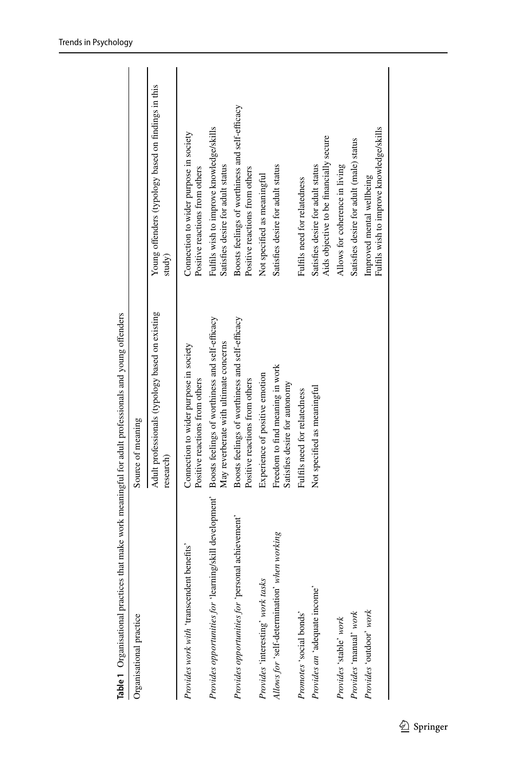**Table 1** Organisational practices that make work meaningful for adult professionals and young offenders

| Organisational practice | Source of meaning | |
|---|---|---|
| | Adult professionals (typology based on existing research) | Young offenders (typology based on findings in this study) |
| *Provides work with* 'transcendent benefits' | Connection to wider purpose in society<br>Positive reactions from others | Connection to wider purpose in society<br>Positive reactions from others |
| *Provides opportunities for* 'learning/skill development' | Boosts feelings of worthiness and self-efficacy<br>May reverberate with ultimate concerns | Fulfils wish to improve knowledge/skills<br>Satisfies desire for adult status |
| *Provides opportunities for* 'personal achievement' | Boosts feelings of worthiness and self-efficacy<br>Positive reactions from others | Boosts feelings of worthiness and self-efficacy<br>Positive reactions from others |
| *Provides* 'interesting' *work tasks* | Experience of positive emotion | Not specified as meaningful |
| *Allows for* 'self-determination' *when working* | Freedom to find meaning in work<br>Satisfies desire for autonomy | Satisfies desire for adult status |
| *Promotes* 'social bonds' | Fulfils need for relatedness | Fulfils need for relatedness |
| *Provides an* 'adequate income' | Not specified as meaningful | Satisfies desire for adult status<br>Aids objective to be financially secure |
| *Provides* 'stable' *work* | | Allows for coherence in living |
| *Provides* 'manual' *work* | | Satisfies desire for adult (male) status |
| *Provides* 'outdoor' *work* | | Improved mental wellbeing<br>Fulfils wish to improve knowledge/skills |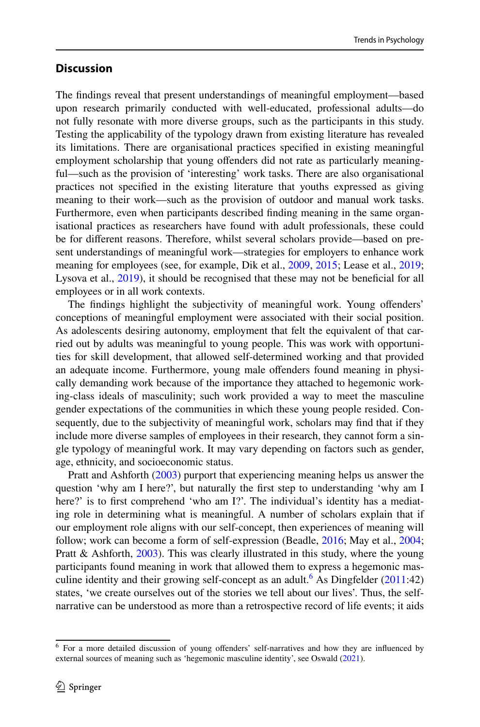## Discussion

The findings reveal that present understandings of meaningful employment—based upon research primarily conducted with well-educated, professional adults—do not fully resonate with more diverse groups, such as the participants in this study. Testing the applicability of the typology drawn from existing literature has revealed its limitations. There are organisational practices specified in existing meaningful employment scholarship that young offenders did not rate as particularly meaningful—such as the provision of 'interesting' work tasks. There are also organisational practices not specified in the existing literature that youths expressed as giving meaning to their work—such as the provision of outdoor and manual work tasks. Furthermore, even when participants described finding meaning in the same organisational practices as researchers have found with adult professionals, these could be for different reasons. Therefore, whilst several scholars provide—based on present understandings of meaningful work—strategies for employers to enhance work meaning for employees (see, for example, Dik et al., 2009, 2015; Lease et al., 2019; Lysova et al., 2019), it should be recognised that these may not be beneficial for all employees or in all work contexts.

The findings highlight the subjectivity of meaningful work. Young offenders' conceptions of meaningful employment were associated with their social position. As adolescents desiring autonomy, employment that felt the equivalent of that carried out by adults was meaningful to young people. This was work with opportunities for skill development, that allowed self-determined working and that provided an adequate income. Furthermore, young male offenders found meaning in physically demanding work because of the importance they attached to hegemonic working-class ideals of masculinity; such work provided a way to meet the masculine gender expectations of the communities in which these young people resided. Consequently, due to the subjectivity of meaningful work, scholars may find that if they include more diverse samples of employees in their research, they cannot form a single typology of meaningful work. It may vary depending on factors such as gender, age, ethnicity, and socioeconomic status.

Pratt and Ashforth (2003) purport that experiencing meaning helps us answer the question 'why am I here?', but naturally the first step to understanding 'why am I here?' is to first comprehend 'who am I?'. The individual's identity has a mediating role in determining what is meaningful. A number of scholars explain that if our employment role aligns with our self-concept, then experiences of meaning will follow; work can become a form of self-expression (Beadle, 2016; May et al., 2004; Pratt & Ashforth, 2003). This was clearly illustrated in this study, where the young participants found meaning in work that allowed them to express a hegemonic masculine identity and their growing self-concept as an adult.[6] As Dingfelder (2011:42) states, 'we create ourselves out of the stories we tell about our lives'. Thus, the self-narrative can be understood as more than a retrospective record of life events; it aids

[6] For a more detailed discussion of young offenders' self-narratives and how they are influenced by external sources of meaning such as 'hegemonic masculine identity', see Oswald (2021).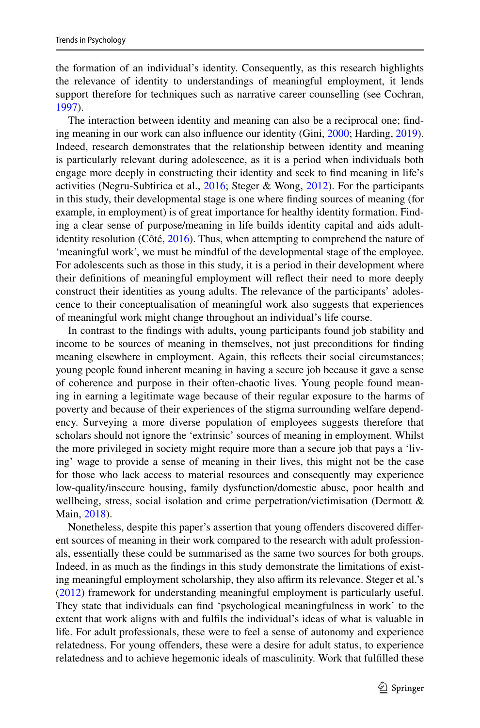the formation of an individual's identity. Consequently, as this research highlights the relevance of identity to understandings of meaningful employment, it lends support therefore for techniques such as narrative career counselling (see Cochran, 1997).

The interaction between identity and meaning can also be a reciprocal one; finding meaning in our work can also influence our identity (Gini, 2000; Harding, 2019). Indeed, research demonstrates that the relationship between identity and meaning is particularly relevant during adolescence, as it is a period when individuals both engage more deeply in constructing their identity and seek to find meaning in life's activities (Negru-Subtirica et al., 2016; Steger & Wong, 2012). For the participants in this study, their developmental stage is one where finding sources of meaning (for example, in employment) is of great importance for healthy identity formation. Finding a clear sense of purpose/meaning in life builds identity capital and aids adult-identity resolution (Côté, 2016). Thus, when attempting to comprehend the nature of 'meaningful work', we must be mindful of the developmental stage of the employee. For adolescents such as those in this study, it is a period in their development where their definitions of meaningful employment will reflect their need to more deeply construct their identities as young adults. The relevance of the participants' adolescence to their conceptualisation of meaningful work also suggests that experiences of meaningful work might change throughout an individual's life course.

In contrast to the findings with adults, young participants found job stability and income to be sources of meaning in themselves, not just preconditions for finding meaning elsewhere in employment. Again, this reflects their social circumstances; young people found inherent meaning in having a secure job because it gave a sense of coherence and purpose in their often-chaotic lives. Young people found meaning in earning a legitimate wage because of their regular exposure to the harms of poverty and because of their experiences of the stigma surrounding welfare dependency. Surveying a more diverse population of employees suggests therefore that scholars should not ignore the 'extrinsic' sources of meaning in employment. Whilst the more privileged in society might require more than a secure job that pays a 'living' wage to provide a sense of meaning in their lives, this might not be the case for those who lack access to material resources and consequently may experience low-quality/insecure housing, family dysfunction/domestic abuse, poor health and wellbeing, stress, social isolation and crime perpetration/victimisation (Dermott & Main, 2018).

Nonetheless, despite this paper's assertion that young offenders discovered different sources of meaning in their work compared to the research with adult professionals, essentially these could be summarised as the same two sources for both groups. Indeed, in as much as the findings in this study demonstrate the limitations of existing meaningful employment scholarship, they also affirm its relevance. Steger et al.'s (2012) framework for understanding meaningful employment is particularly useful. They state that individuals can find 'psychological meaningfulness in work' to the extent that work aligns with and fulfils the individual's ideas of what is valuable in life. For adult professionals, these were to feel a sense of autonomy and experience relatedness. For young offenders, these were a desire for adult status, to experience relatedness and to achieve hegemonic ideals of masculinity. Work that fulfilled these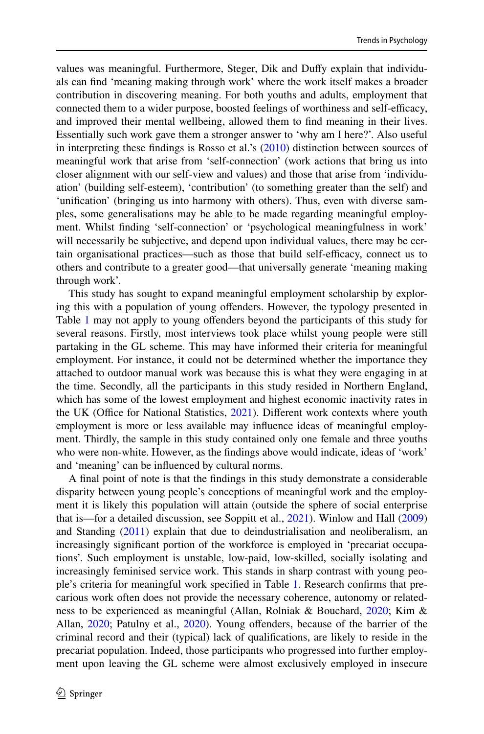values was meaningful. Furthermore, Steger, Dik and Duffy explain that individuals can find 'meaning making through work' where the work itself makes a broader contribution in discovering meaning. For both youths and adults, employment that connected them to a wider purpose, boosted feelings of worthiness and self-efficacy, and improved their mental wellbeing, allowed them to find meaning in their lives. Essentially such work gave them a stronger answer to 'why am I here?'. Also useful in interpreting these findings is Rosso et al.'s (2010) distinction between sources of meaningful work that arise from 'self-connection' (work actions that bring us into closer alignment with our self-view and values) and those that arise from 'individuation' (building self-esteem), 'contribution' (to something greater than the self) and 'unification' (bringing us into harmony with others). Thus, even with diverse samples, some generalisations may be able to be made regarding meaningful employment. Whilst finding 'self-connection' or 'psychological meaningfulness in work' will necessarily be subjective, and depend upon individual values, there may be certain organisational practices—such as those that build self-efficacy, connect us to others and contribute to a greater good—that universally generate 'meaning making through work'.

This study has sought to expand meaningful employment scholarship by exploring this with a population of young offenders. However, the typology presented in Table 1 may not apply to young offenders beyond the participants of this study for several reasons. Firstly, most interviews took place whilst young people were still partaking in the GL scheme. This may have informed their criteria for meaningful employment. For instance, it could not be determined whether the importance they attached to outdoor manual work was because this is what they were engaging in at the time. Secondly, all the participants in this study resided in Northern England, which has some of the lowest employment and highest economic inactivity rates in the UK (Office for National Statistics, 2021). Different work contexts where youth employment is more or less available may influence ideas of meaningful employment. Thirdly, the sample in this study contained only one female and three youths who were non-white. However, as the findings above would indicate, ideas of 'work' and 'meaning' can be influenced by cultural norms.

A final point of note is that the findings in this study demonstrate a considerable disparity between young people's conceptions of meaningful work and the employment it is likely this population will attain (outside the sphere of social enterprise that is—for a detailed discussion, see Soppitt et al., 2021). Winlow and Hall (2009) and Standing (2011) explain that due to deindustrialisation and neoliberalism, an increasingly significant portion of the workforce is employed in 'precariat occupations'. Such employment is unstable, low-paid, low-skilled, socially isolating and increasingly feminised service work. This stands in sharp contrast with young people's criteria for meaningful work specified in Table 1. Research confirms that precarious work often does not provide the necessary coherence, autonomy or relatedness to be experienced as meaningful (Allan, Rolniak & Bouchard, 2020; Kim & Allan, 2020; Patulny et al., 2020). Young offenders, because of the barrier of the criminal record and their (typical) lack of qualifications, are likely to reside in the precariat population. Indeed, those participants who progressed into further employment upon leaving the GL scheme were almost exclusively employed in insecure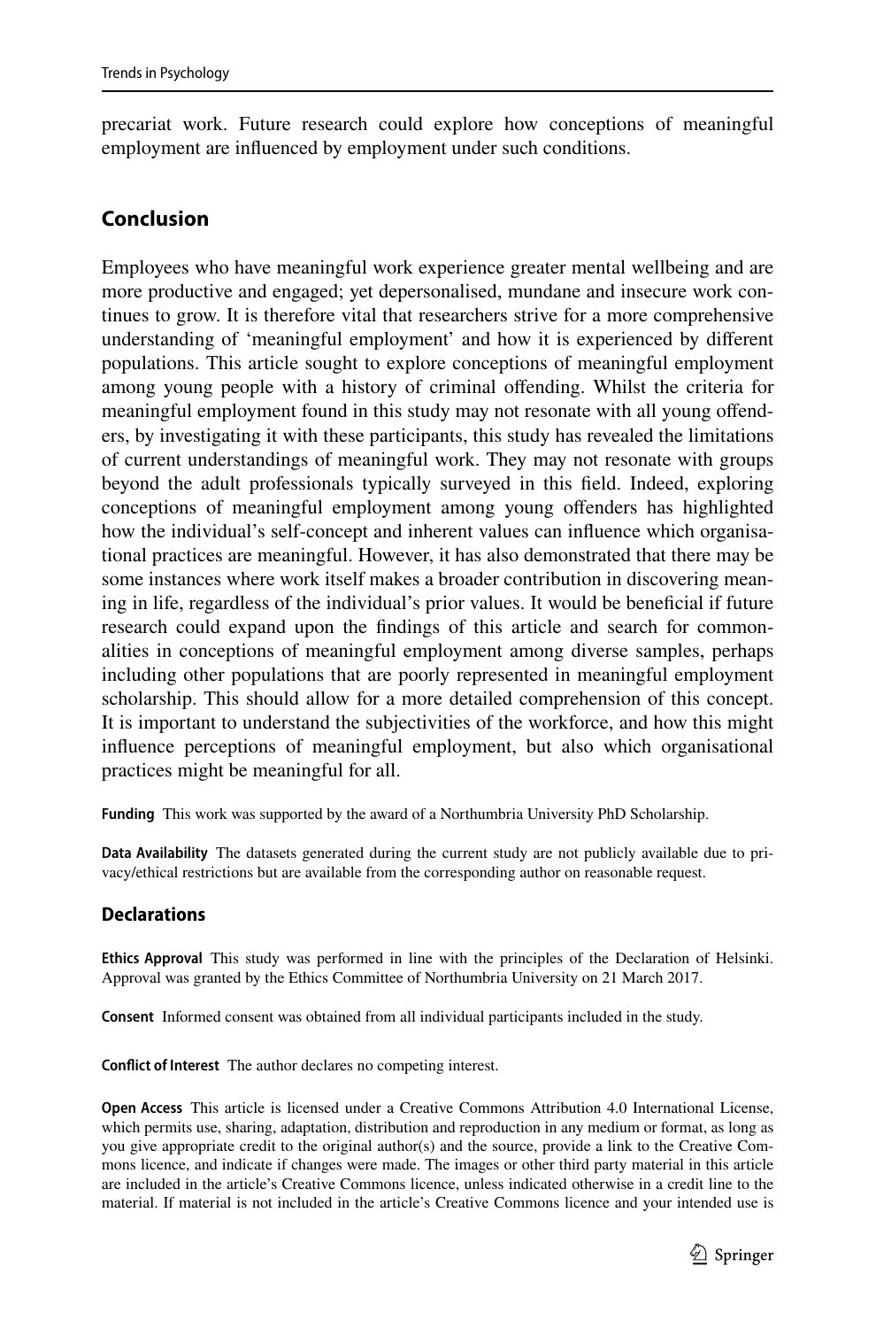precariat work. Future research could explore how conceptions of meaningful employment are influenced by employment under such conditions.

## Conclusion

Employees who have meaningful work experience greater mental wellbeing and are more productive and engaged; yet depersonalised, mundane and insecure work continues to grow. It is therefore vital that researchers strive for a more comprehensive understanding of 'meaningful employment' and how it is experienced by different populations. This article sought to explore conceptions of meaningful employment among young people with a history of criminal offending. Whilst the criteria for meaningful employment found in this study may not resonate with all young offenders, by investigating it with these participants, this study has revealed the limitations of current understandings of meaningful work. They may not resonate with groups beyond the adult professionals typically surveyed in this field. Indeed, exploring conceptions of meaningful employment among young offenders has highlighted how the individual's self-concept and inherent values can influence which organisational practices are meaningful. However, it has also demonstrated that there may be some instances where work itself makes a broader contribution in discovering meaning in life, regardless of the individual's prior values. It would be beneficial if future research could expand upon the findings of this article and search for commonalities in conceptions of meaningful employment among diverse samples, perhaps including other populations that are poorly represented in meaningful employment scholarship. This should allow for a more detailed comprehension of this concept. It is important to understand the subjectivities of the workforce, and how this might influence perceptions of meaningful employment, but also which organisational practices might be meaningful for all.

**Funding** This work was supported by the award of a Northumbria University PhD Scholarship.

**Data Availability** The datasets generated during the current study are not publicly available due to privacy/ethical restrictions but are available from the corresponding author on reasonable request.

### Declarations

**Ethics Approval** This study was performed in line with the principles of the Declaration of Helsinki. Approval was granted by the Ethics Committee of Northumbria University on 21 March 2017.

**Consent** Informed consent was obtained from all individual participants included in the study.

**Conflict of Interest** The author declares no competing interest.

**Open Access** This article is licensed under a Creative Commons Attribution 4.0 International License, which permits use, sharing, adaptation, distribution and reproduction in any medium or format, as long as you give appropriate credit to the original author(s) and the source, provide a link to the Creative Commons licence, and indicate if changes were made. The images or other third party material in this article are included in the article's Creative Commons licence, unless indicated otherwise in a credit line to the material. If material is not included in the article's Creative Commons licence and your intended use is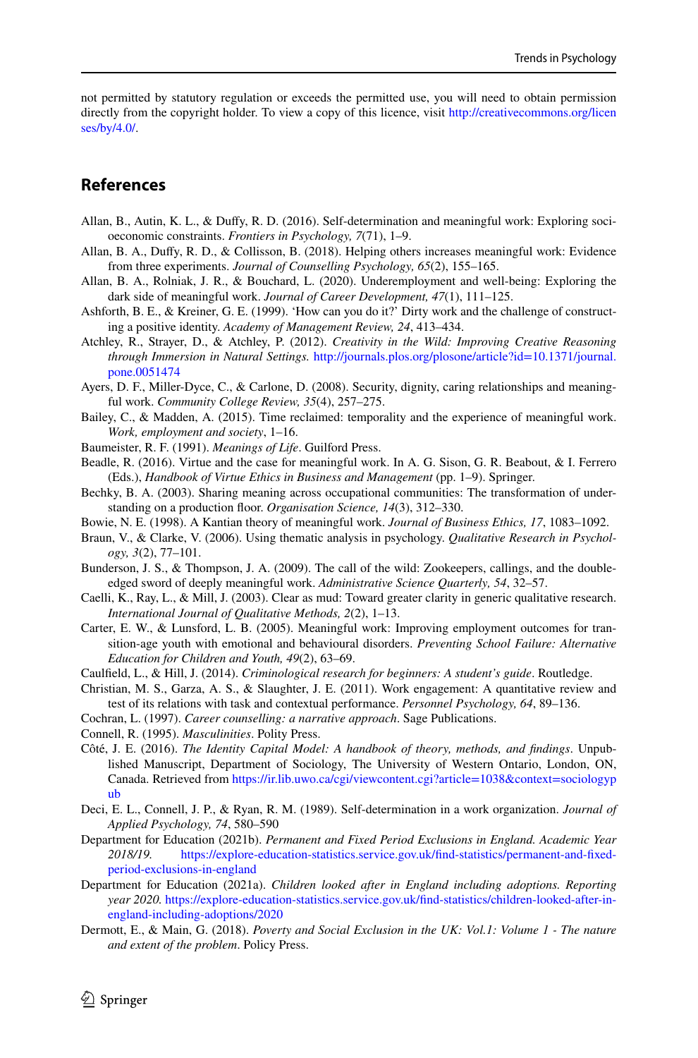not permitted by statutory regulation or exceeds the permitted use, you will need to obtain permission directly from the copyright holder. To view a copy of this licence, visit http://creativecommons.org/licenses/by/4.0/.

## References

Allan, B., Autin, K. L., & Duffy, R. D. (2016). Self-determination and meaningful work: Exploring socioeconomic constraints. *Frontiers in Psychology, 7*(71), 1–9.

Allan, B. A., Duffy, R. D., & Collisson, B. (2018). Helping others increases meaningful work: Evidence from three experiments. *Journal of Counselling Psychology, 65*(2), 155–165.

Allan, B. A., Rolniak, J. R., & Bouchard, L. (2020). Underemployment and well-being: Exploring the dark side of meaningful work. *Journal of Career Development, 47*(1), 111–125.

Ashforth, B. E., & Kreiner, G. E. (1999). 'How can you do it?' Dirty work and the challenge of constructing a positive identity. *Academy of Management Review, 24*, 413–434.

Atchley, R., Strayer, D., & Atchley, P. (2012). *Creativity in the Wild: Improving Creative Reasoning through Immersion in Natural Settings.* http://journals.plos.org/plosone/article?id=10.1371/journal.pone.0051474

Ayers, D. F., Miller-Dyce, C., & Carlone, D. (2008). Security, dignity, caring relationships and meaningful work. *Community College Review, 35*(4), 257–275.

Bailey, C., & Madden, A. (2015). Time reclaimed: temporality and the experience of meaningful work. *Work, employment and society*, 1–16.

Baumeister, R. F. (1991). *Meanings of Life*. Guilford Press.

Beadle, R. (2016). Virtue and the case for meaningful work. In A. G. Sison, G. R. Beabout, & I. Ferrero (Eds.), *Handbook of Virtue Ethics in Business and Management* (pp. 1–9). Springer.

Bechky, B. A. (2003). Sharing meaning across occupational communities: The transformation of understanding on a production floor. *Organisation Science, 14*(3), 312–330.

Bowie, N. E. (1998). A Kantian theory of meaningful work. *Journal of Business Ethics, 17*, 1083–1092.

Braun, V., & Clarke, V. (2006). Using thematic analysis in psychology. *Qualitative Research in Psychology, 3*(2), 77–101.

Bunderson, J. S., & Thompson, J. A. (2009). The call of the wild: Zookeepers, callings, and the double-edged sword of deeply meaningful work. *Administrative Science Quarterly, 54*, 32–57.

Caelli, K., Ray, L., & Mill, J. (2003). Clear as mud: Toward greater clarity in generic qualitative research. *International Journal of Qualitative Methods, 2*(2), 1–13.

Carter, E. W., & Lunsford, L. B. (2005). Meaningful work: Improving employment outcomes for transition-age youth with emotional and behavioural disorders. *Preventing School Failure: Alternative Education for Children and Youth, 49*(2), 63–69.

Caulfield, L., & Hill, J. (2014). *Criminological research for beginners: A student's guide*. Routledge.

Christian, M. S., Garza, A. S., & Slaughter, J. E. (2011). Work engagement: A quantitative review and test of its relations with task and contextual performance. *Personnel Psychology, 64*, 89–136.

Cochran, L. (1997). *Career counselling: a narrative approach*. Sage Publications.

Connell, R. (1995). *Masculinities*. Polity Press.

Côté, J. E. (2016). *The Identity Capital Model: A handbook of theory, methods, and findings*. Unpublished Manuscript, Department of Sociology, The University of Western Ontario, London, ON, Canada. Retrieved from https://ir.lib.uwo.ca/cgi/viewcontent.cgi?article=1038&context=sociologypub

Deci, E. L., Connell, J. P., & Ryan, R. M. (1989). Self-determination in a work organization. *Journal of Applied Psychology, 74*, 580–590

Department for Education (2021b). *Permanent and Fixed Period Exclusions in England. Academic Year 2018/19.* https://explore-education-statistics.service.gov.uk/find-statistics/permanent-and-fixed-period-exclusions-in-england

Department for Education (2021a). *Children looked after in England including adoptions. Reporting year 2020.* https://explore-education-statistics.service.gov.uk/find-statistics/children-looked-after-in-england-including-adoptions/2020

Dermott, E., & Main, G. (2018). *Poverty and Social Exclusion in the UK: Vol.1: Volume 1 - The nature and extent of the problem*. Policy Press.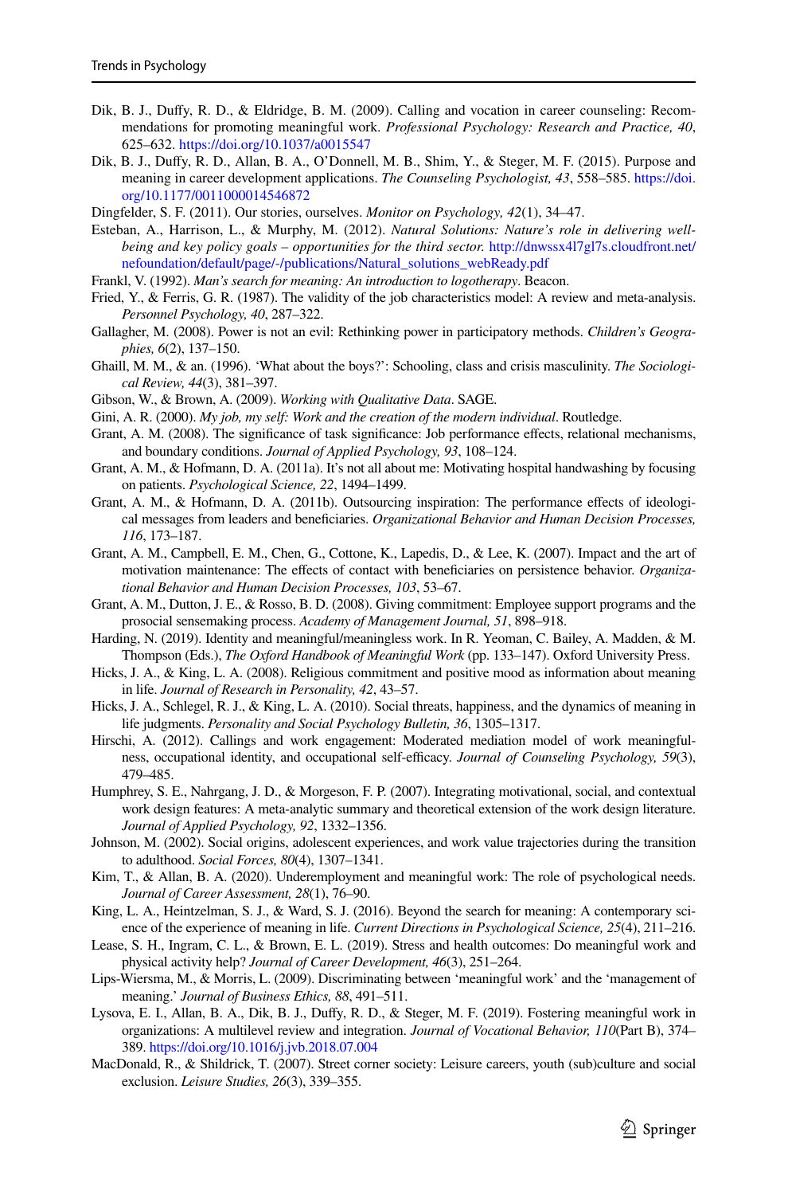Dik, B. J., Duffy, R. D., & Eldridge, B. M. (2009). Calling and vocation in career counseling: Recommendations for promoting meaningful work. *Professional Psychology: Research and Practice, 40*, 625–632. https://doi.org/10.1037/a0015547

Dik, B. J., Duffy, R. D., Allan, B. A., O'Donnell, M. B., Shim, Y., & Steger, M. F. (2015). Purpose and meaning in career development applications. *The Counseling Psychologist, 43*, 558–585. https://doi.org/10.1177/0011000014546872

Dingfelder, S. F. (2011). Our stories, ourselves. *Monitor on Psychology, 42*(1), 34–47.

Esteban, A., Harrison, L., & Murphy, M. (2012). *Natural Solutions: Nature's role in delivering well-being and key policy goals – opportunities for the third sector.* http://dnwssx4l7gl7s.cloudfront.net/nefoundation/default/page/-/publications/Natural_solutions_webReady.pdf

Frankl, V. (1992). *Man's search for meaning: An introduction to logotherapy*. Beacon.

Fried, Y., & Ferris, G. R. (1987). The validity of the job characteristics model: A review and meta-analysis. *Personnel Psychology, 40*, 287–322.

Gallagher, M. (2008). Power is not an evil: Rethinking power in participatory methods. *Children's Geographies, 6*(2), 137–150.

Ghaill, M. M., & an. (1996). 'What about the boys?': Schooling, class and crisis masculinity. *The Sociological Review, 44*(3), 381–397.

Gibson, W., & Brown, A. (2009). *Working with Qualitative Data*. SAGE.

Gini, A. R. (2000). *My job, my self: Work and the creation of the modern individual*. Routledge.

Grant, A. M. (2008). The significance of task significance: Job performance effects, relational mechanisms, and boundary conditions. *Journal of Applied Psychology, 93*, 108–124.

Grant, A. M., & Hofmann, D. A. (2011a). It's not all about me: Motivating hospital handwashing by focusing on patients. *Psychological Science, 22*, 1494–1499.

Grant, A. M., & Hofmann, D. A. (2011b). Outsourcing inspiration: The performance effects of ideological messages from leaders and beneficiaries. *Organizational Behavior and Human Decision Processes, 116*, 173–187.

Grant, A. M., Campbell, E. M., Chen, G., Cottone, K., Lapedis, D., & Lee, K. (2007). Impact and the art of motivation maintenance: The effects of contact with beneficiaries on persistence behavior. *Organizational Behavior and Human Decision Processes, 103*, 53–67.

Grant, A. M., Dutton, J. E., & Rosso, B. D. (2008). Giving commitment: Employee support programs and the prosocial sensemaking process. *Academy of Management Journal, 51*, 898–918.

Harding, N. (2019). Identity and meaningful/meaningless work. In R. Yeoman, C. Bailey, A. Madden, & M. Thompson (Eds.), *The Oxford Handbook of Meaningful Work* (pp. 133–147). Oxford University Press.

Hicks, J. A., & King, L. A. (2008). Religious commitment and positive mood as information about meaning in life. *Journal of Research in Personality, 42*, 43–57.

Hicks, J. A., Schlegel, R. J., & King, L. A. (2010). Social threats, happiness, and the dynamics of meaning in life judgments. *Personality and Social Psychology Bulletin, 36*, 1305–1317.

Hirschi, A. (2012). Callings and work engagement: Moderated mediation model of work meaningfulness, occupational identity, and occupational self-efficacy. *Journal of Counseling Psychology, 59*(3), 479–485.

Humphrey, S. E., Nahrgang, J. D., & Morgeson, F. P. (2007). Integrating motivational, social, and contextual work design features: A meta-analytic summary and theoretical extension of the work design literature. *Journal of Applied Psychology, 92*, 1332–1356.

Johnson, M. (2002). Social origins, adolescent experiences, and work value trajectories during the transition to adulthood. *Social Forces, 80*(4), 1307–1341.

Kim, T., & Allan, B. A. (2020). Underemployment and meaningful work: The role of psychological needs. *Journal of Career Assessment, 28*(1), 76–90.

King, L. A., Heintzelman, S. J., & Ward, S. J. (2016). Beyond the search for meaning: A contemporary science of the experience of meaning in life. *Current Directions in Psychological Science, 25*(4), 211–216.

Lease, S. H., Ingram, C. L., & Brown, E. L. (2019). Stress and health outcomes: Do meaningful work and physical activity help? *Journal of Career Development, 46*(3), 251–264.

Lips-Wiersma, M., & Morris, L. (2009). Discriminating between 'meaningful work' and the 'management of meaning.' *Journal of Business Ethics, 88*, 491–511.

Lysova, E. I., Allan, B. A., Dik, B. J., Duffy, R. D., & Steger, M. F. (2019). Fostering meaningful work in organizations: A multilevel review and integration. *Journal of Vocational Behavior, 110*(Part B), 374–389. https://doi.org/10.1016/j.jvb.2018.07.004

MacDonald, R., & Shildrick, T. (2007). Street corner society: Leisure careers, youth (sub)culture and social exclusion. *Leisure Studies, 26*(3), 339–355.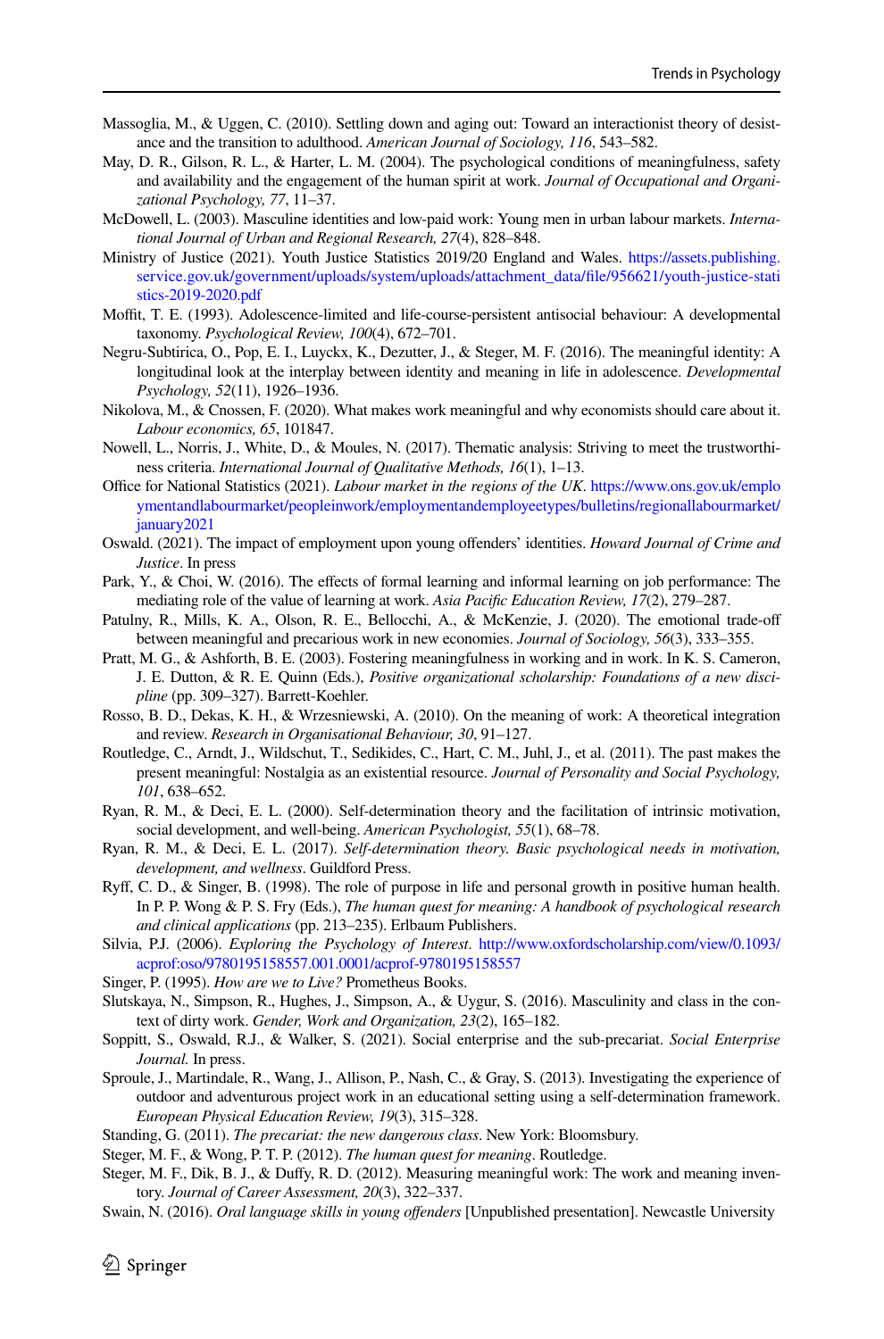Massoglia, M., & Uggen, C. (2010). Settling down and aging out: Toward an interactionist theory of desistance and the transition to adulthood. *American Journal of Sociology, 116*, 543–582.

May, D. R., Gilson, R. L., & Harter, L. M. (2004). The psychological conditions of meaningfulness, safety and availability and the engagement of the human spirit at work. *Journal of Occupational and Organizational Psychology, 77*, 11–37.

McDowell, L. (2003). Masculine identities and low-paid work: Young men in urban labour markets. *International Journal of Urban and Regional Research, 27*(4), 828–848.

Ministry of Justice (2021). Youth Justice Statistics 2019/20 England and Wales. https://assets.publishing.service.gov.uk/government/uploads/system/uploads/attachment_data/file/956621/youth-justice-statistics-2019-2020.pdf

Moffit, T. E. (1993). Adolescence-limited and life-course-persistent antisocial behaviour: A developmental taxonomy. *Psychological Review, 100*(4), 672–701.

Negru-Subtirica, O., Pop, E. I., Luyckx, K., Dezutter, J., & Steger, M. F. (2016). The meaningful identity: A longitudinal look at the interplay between identity and meaning in life in adolescence. *Developmental Psychology, 52*(11), 1926–1936.

Nikolova, M., & Cnossen, F. (2020). What makes work meaningful and why economists should care about it. *Labour economics, 65*, 101847.

Nowell, L., Norris, J., White, D., & Moules, N. (2017). Thematic analysis: Striving to meet the trustworthiness criteria. *International Journal of Qualitative Methods, 16*(1), 1–13.

Office for National Statistics (2021). *Labour market in the regions of the UK*. https://www.ons.gov.uk/employmentandlabourmarket/peopleinwork/employmentandemployeetypes/bulletins/regionallabourmarket/january2021

Oswald. (2021). The impact of employment upon young offenders' identities. *Howard Journal of Crime and Justice*. In press

Park, Y., & Choi, W. (2016). The effects of formal learning and informal learning on job performance: The mediating role of the value of learning at work. *Asia Pacific Education Review, 17*(2), 279–287.

Patulny, R., Mills, K. A., Olson, R. E., Bellocchi, A., & McKenzie, J. (2020). The emotional trade-off between meaningful and precarious work in new economies. *Journal of Sociology, 56*(3), 333–355.

Pratt, M. G., & Ashforth, B. E. (2003). Fostering meaningfulness in working and in work. In K. S. Cameron, J. E. Dutton, & R. E. Quinn (Eds.), *Positive organizational scholarship: Foundations of a new discipline* (pp. 309–327). Barrett-Koehler.

Rosso, B. D., Dekas, K. H., & Wrzesniewski, A. (2010). On the meaning of work: A theoretical integration and review. *Research in Organisational Behaviour, 30*, 91–127.

Routledge, C., Arndt, J., Wildschut, T., Sedikides, C., Hart, C. M., Juhl, J., et al. (2011). The past makes the present meaningful: Nostalgia as an existential resource. *Journal of Personality and Social Psychology, 101*, 638–652.

Ryan, R. M., & Deci, E. L. (2000). Self-determination theory and the facilitation of intrinsic motivation, social development, and well-being. *American Psychologist, 55*(1), 68–78.

Ryan, R. M., & Deci, E. L. (2017). *Self-determination theory. Basic psychological needs in motivation, development, and wellness*. Guildford Press.

Ryff, C. D., & Singer, B. (1998). The role of purpose in life and personal growth in positive human health. In P. P. Wong & P. S. Fry (Eds.), *The human quest for meaning: A handbook of psychological research and clinical applications* (pp. 213–235). Erlbaum Publishers.

Silvia, P.J. (2006). *Exploring the Psychology of Interest*. http://www.oxfordscholarship.com/view/0.1093/acprof:oso/9780195158557.001.0001/acprof-9780195158557

Singer, P. (1995). *How are we to Live?* Prometheus Books.

Slutskaya, N., Simpson, R., Hughes, J., Simpson, A., & Uygur, S. (2016). Masculinity and class in the context of dirty work. *Gender, Work and Organization, 23*(2), 165–182.

Soppitt, S., Oswald, R.J., & Walker, S. (2021). Social enterprise and the sub-precariat. *Social Enterprise Journal.* In press.

Sproule, J., Martindale, R., Wang, J., Allison, P., Nash, C., & Gray, S. (2013). Investigating the experience of outdoor and adventurous project work in an educational setting using a self-determination framework. *European Physical Education Review, 19*(3), 315–328.

Standing, G. (2011). *The precariat: the new dangerous class*. New York: Bloomsbury.

Steger, M. F., & Wong, P. T. P. (2012). *The human quest for meaning*. Routledge.

Steger, M. F., Dik, B. J., & Duffy, R. D. (2012). Measuring meaningful work: The work and meaning inventory. *Journal of Career Assessment, 20*(3), 322–337.

Swain, N. (2016). *Oral language skills in young offenders* [Unpublished presentation]. Newcastle University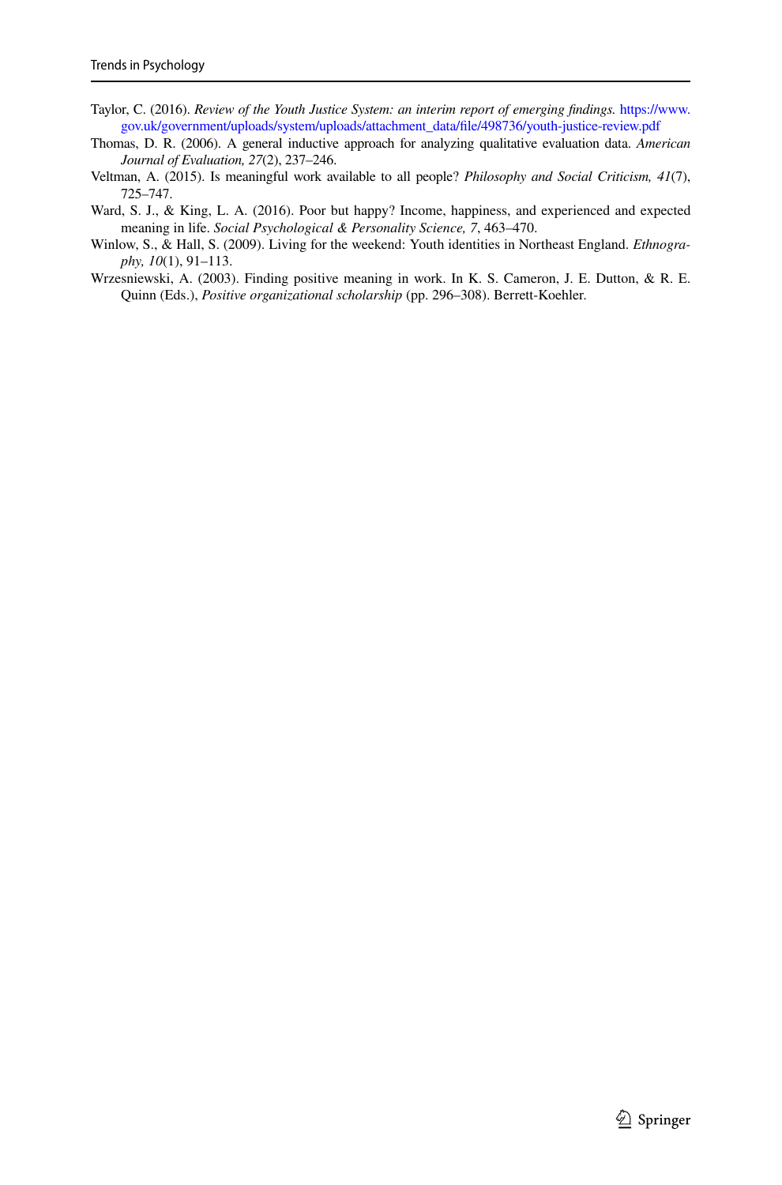Taylor, C. (2016). *Review of the Youth Justice System: an interim report of emerging findings*. https://www.gov.uk/government/uploads/system/uploads/attachment_data/file/498736/youth-justice-review.pdf

Thomas, D. R. (2006). A general inductive approach for analyzing qualitative evaluation data. *American Journal of Evaluation, 27*(2), 237–246.

Veltman, A. (2015). Is meaningful work available to all people? *Philosophy and Social Criticism, 41*(7), 725–747.

Ward, S. J., & King, L. A. (2016). Poor but happy? Income, happiness, and experienced and expected meaning in life. *Social Psychological & Personality Science, 7*, 463–470.

Winlow, S., & Hall, S. (2009). Living for the weekend: Youth identities in Northeast England. *Ethnography, 10*(1), 91–113.

Wrzesniewski, A. (2003). Finding positive meaning in work. In K. S. Cameron, J. E. Dutton, & R. E. Quinn (Eds.), *Positive organizational scholarship* (pp. 296–308). Berrett-Koehler.